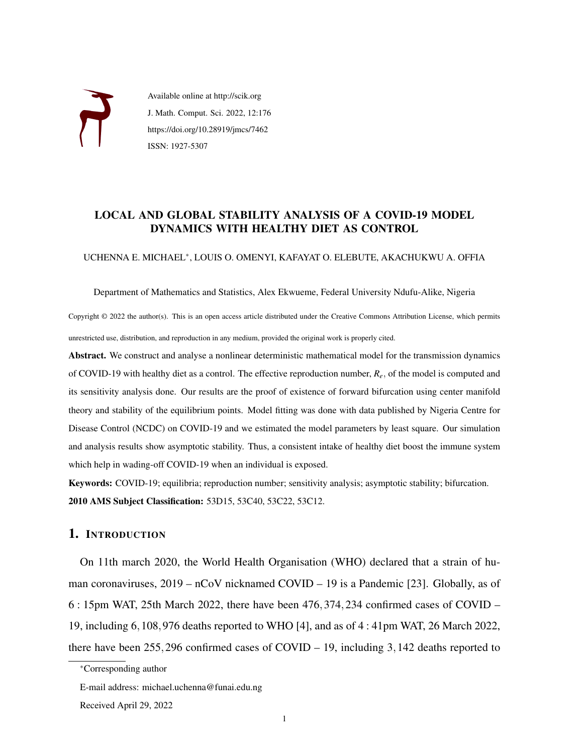Available online at http://scik.org

J. Math. Comput. Sci. 2022, 12:176

https://doi.org/10.28919/jmcs/7462

ISSN: 1927-5307

# LOCAL AND GLOBAL STABILITY ANALYSIS OF A COVID-19 MODEL DYNAMICS WITH HEALTHY DIET AS CONTROL

UCHENNA E. MICHAEL*, LOUIS O. OMENYI, KAFAYAT O. ELEBUTE, AKACHUKWU A. OFFIA

Department of Mathematics and Statistics, Alex Ekwueme, Federal University Ndufu-Alike, Nigeria

Copyright © 2022 the author(s). This is an open access article distributed under the Creative Commons Attribution License, which permits unrestricted use, distribution, and reproduction in any medium, provided the original work is properly cited.

**Abstract.** We construct and analyse a nonlinear deterministic mathematical model for the transmission dynamics of COVID-19 with healthy diet as a control. The effective reproduction number, $R_e$, of the model is computed and its sensitivity analysis done. Our results are the proof of existence of forward bifurcation using center manifold theory and stability of the equilibrium points. Model fitting was done with data published by Nigeria Centre for Disease Control (NCDC) on COVID-19 and we estimated the model parameters by least square. Our simulation and analysis results show asymptotic stability. Thus, a consistent intake of healthy diet boost the immune system which help in wading-off COVID-19 when an individual is exposed.

**Keywords:** COVID-19; equilibria; reproduction number; sensitivity analysis; asymptotic stability; bifurcation.

**2010 AMS Subject Classification:** 53D15, 53C40, 53C22, 53C12.

## 1. Introduction

On 11th march 2020, the World Health Organisation (WHO) declared that a strain of human coronaviruses, 2019 – nCoV nicknamed COVID – 19 is a Pandemic [23]. Globally, as of 6 : 15pm WAT, 25th March 2022, there have been 476,374,234 confirmed cases of COVID – 19, including 6,108,976 deaths reported to WHO [4], and as of 4 : 41pm WAT, 26 March 2022, there have been 255,296 confirmed cases of COVID – 19, including 3,142 deaths reported to

---

*Corresponding author

E-mail address: michael.uchenna@funai.edu.ng

Received April 29, 2022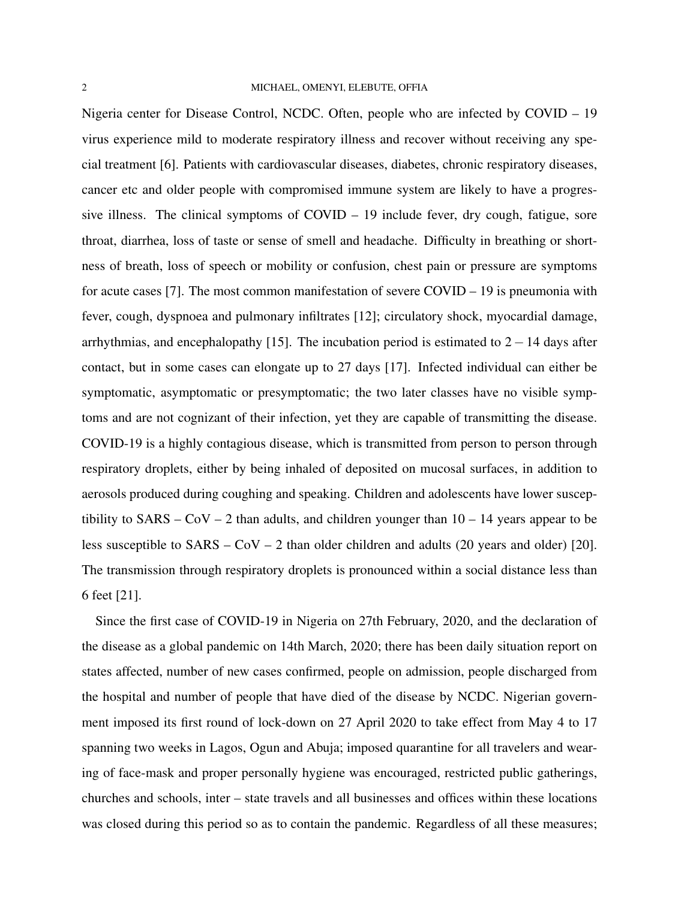Nigeria center for Disease Control, NCDC. Often, people who are infected by COVID – 19 virus experience mild to moderate respiratory illness and recover without receiving any special treatment [6]. Patients with cardiovascular diseases, diabetes, chronic respiratory diseases, cancer etc and older people with compromised immune system are likely to have a progressive illness. The clinical symptoms of COVID – 19 include fever, dry cough, fatigue, sore throat, diarrhea, loss of taste or sense of smell and headache. Difficulty in breathing or shortness of breath, loss of speech or mobility or confusion, chest pain or pressure are symptoms for acute cases [7]. The most common manifestation of severe COVID – 19 is pneumonia with fever, cough, dyspnoea and pulmonary infiltrates [12]; circulatory shock, myocardial damage, arrhythmias, and encephalopathy [15]. The incubation period is estimated to $2-14$ days after contact, but in some cases can elongate up to 27 days [17]. Infected individual can either be symptomatic, asymptomatic or presymptomatic; the two later classes have no visible symptoms and are not cognizant of their infection, yet they are capable of transmitting the disease. COVID-19 is a highly contagious disease, which is transmitted from person to person through respiratory droplets, either by being inhaled of deposited on mucosal surfaces, in addition to aerosols produced during coughing and speaking. Children and adolescents have lower susceptibility to SARS – CoV – 2 than adults, and children younger than 10 – 14 years appear to be less susceptible to SARS – CoV – 2 than older children and adults (20 years and older) [20]. The transmission through respiratory droplets is pronounced within a social distance less than 6 feet [21].

Since the first case of COVID-19 in Nigeria on 27th February, 2020, and the declaration of the disease as a global pandemic on 14th March, 2020; there has been daily situation report on states affected, number of new cases confirmed, people on admission, people discharged from the hospital and number of people that have died of the disease by NCDC. Nigerian government imposed its first round of lock-down on 27 April 2020 to take effect from May 4 to 17 spanning two weeks in Lagos, Ogun and Abuja; imposed quarantine for all travelers and wearing of face-mask and proper personally hygiene was encouraged, restricted public gatherings, churches and schools, inter – state travels and all businesses and offices within these locations was closed during this period so as to contain the pandemic. Regardless of all these measures;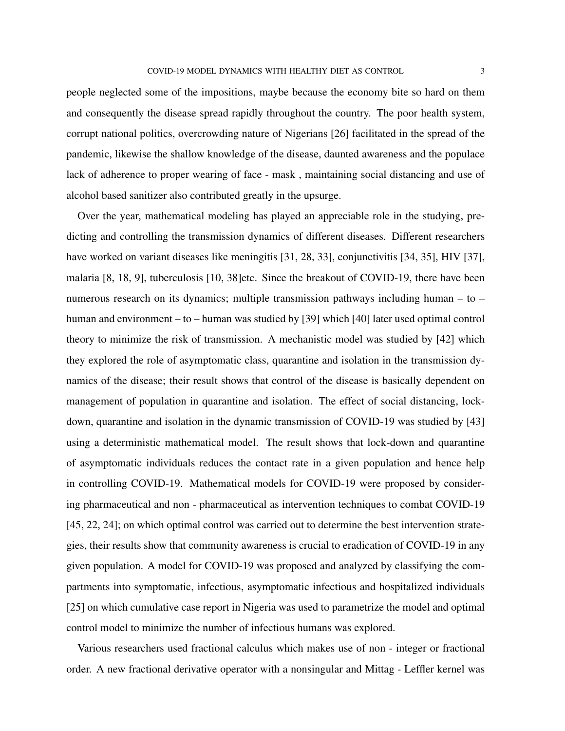people neglected some of the impositions, maybe because the economy bite so hard on them and consequently the disease spread rapidly throughout the country. The poor health system, corrupt national politics, overcrowding nature of Nigerians [26] facilitated in the spread of the pandemic, likewise the shallow knowledge of the disease, daunted awareness and the populace lack of adherence to proper wearing of face - mask , maintaining social distancing and use of alcohol based sanitizer also contributed greatly in the upsurge.

Over the year, mathematical modeling has played an appreciable role in the studying, predicting and controlling the transmission dynamics of different diseases. Different researchers have worked on variant diseases like meningitis [31, 28, 33], conjunctivitis [34, 35], HIV [37], malaria [8, 18, 9], tuberculosis [10, 38]etc. Since the breakout of COVID-19, there have been numerous research on its dynamics; multiple transmission pathways including human – to – human and environment – to – human was studied by [39] which [40] later used optimal control theory to minimize the risk of transmission. A mechanistic model was studied by [42] which they explored the role of asymptomatic class, quarantine and isolation in the transmission dynamics of the disease; their result shows that control of the disease is basically dependent on management of population in quarantine and isolation. The effect of social distancing, lock-down, quarantine and isolation in the dynamic transmission of COVID-19 was studied by [43] using a deterministic mathematical model. The result shows that lock-down and quarantine of asymptomatic individuals reduces the contact rate in a given population and hence help in controlling COVID-19. Mathematical models for COVID-19 were proposed by considering pharmaceutical and non - pharmaceutical as intervention techniques to combat COVID-19 [45, 22, 24]; on which optimal control was carried out to determine the best intervention strategies, their results show that community awareness is crucial to eradication of COVID-19 in any given population. A model for COVID-19 was proposed and analyzed by classifying the compartments into symptomatic, infectious, asymptomatic infectious and hospitalized individuals [25] on which cumulative case report in Nigeria was used to parametrize the model and optimal control model to minimize the number of infectious humans was explored.

Various researchers used fractional calculus which makes use of non - integer or fractional order. A new fractional derivative operator with a nonsingular and Mittag - Leffler kernel was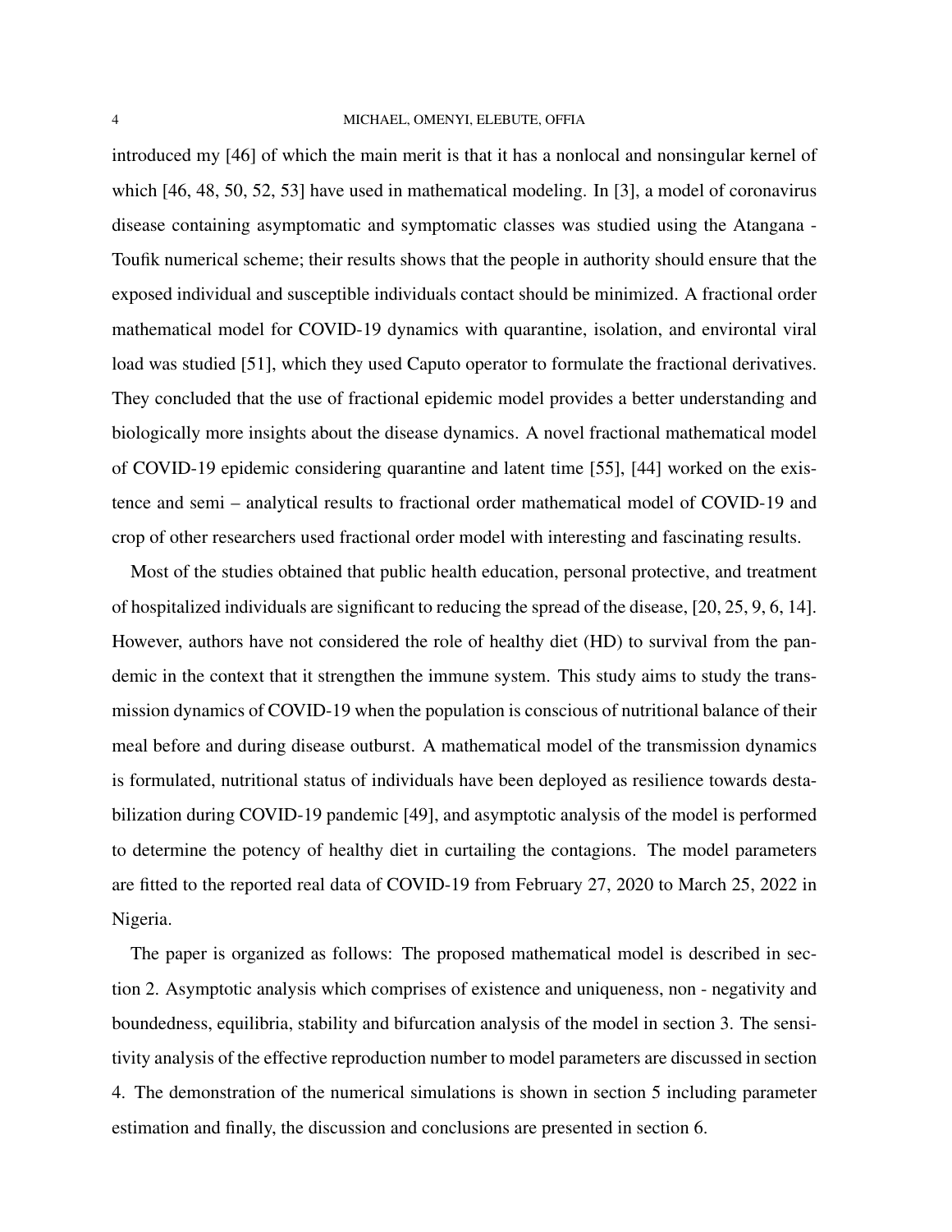introduced my [46] of which the main merit is that it has a nonlocal and nonsingular kernel of which [46, 48, 50, 52, 53] have used in mathematical modeling. In [3], a model of coronavirus disease containing asymptomatic and symptomatic classes was studied using the Atangana - Toufik numerical scheme; their results shows that the people in authority should ensure that the exposed individual and susceptible individuals contact should be minimized. A fractional order mathematical model for COVID-19 dynamics with quarantine, isolation, and environtal viral load was studied [51], which they used Caputo operator to formulate the fractional derivatives. They concluded that the use of fractional epidemic model provides a better understanding and biologically more insights about the disease dynamics. A novel fractional mathematical model of COVID-19 epidemic considering quarantine and latent time [55], [44] worked on the existence and semi – analytical results to fractional order mathematical model of COVID-19 and crop of other researchers used fractional order model with interesting and fascinating results.

Most of the studies obtained that public health education, personal protective, and treatment of hospitalized individuals are significant to reducing the spread of the disease, [20, 25, 9, 6, 14]. However, authors have not considered the role of healthy diet (HD) to survival from the pandemic in the context that it strengthen the immune system. This study aims to study the transmission dynamics of COVID-19 when the population is conscious of nutritional balance of their meal before and during disease outburst. A mathematical model of the transmission dynamics is formulated, nutritional status of individuals have been deployed as resilience towards destabilization during COVID-19 pandemic [49], and asymptotic analysis of the model is performed to determine the potency of healthy diet in curtailing the contagions. The model parameters are fitted to the reported real data of COVID-19 from February 27, 2020 to March 25, 2022 in Nigeria.

The paper is organized as follows: The proposed mathematical model is described in section 2. Asymptotic analysis which comprises of existence and uniqueness, non - negativity and boundedness, equilibria, stability and bifurcation analysis of the model in section 3. The sensitivity analysis of the effective reproduction number to model parameters are discussed in section 4. The demonstration of the numerical simulations is shown in section 5 including parameter estimation and finally, the discussion and conclusions are presented in section 6.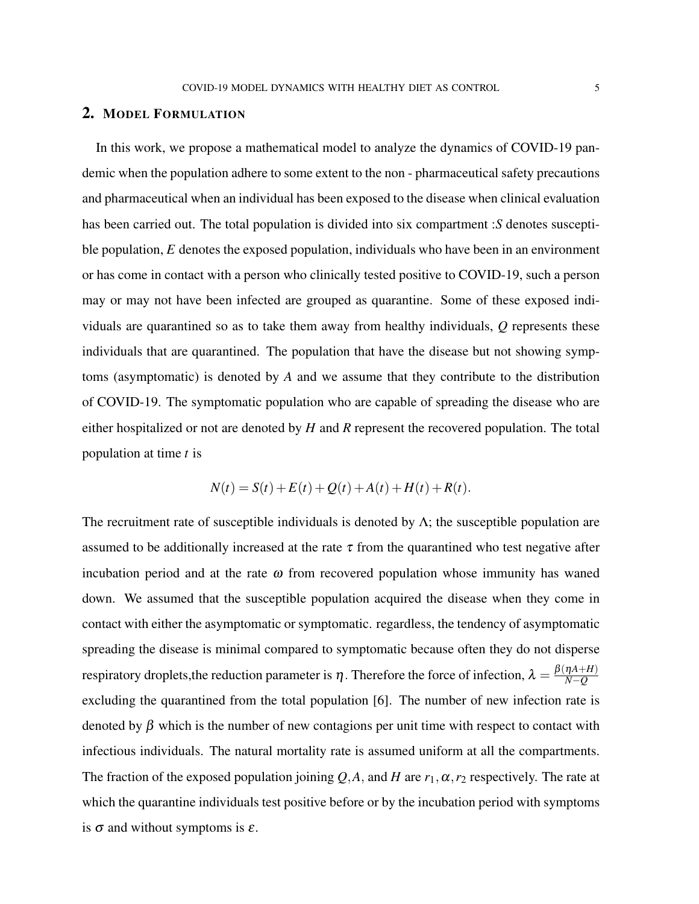## 2. Model Formulation

In this work, we propose a mathematical model to analyze the dynamics of COVID-19 pandemic when the population adhere to some extent to the non - pharmaceutical safety precautions and pharmaceutical when an individual has been exposed to the disease when clinical evaluation has been carried out. The total population is divided into six compartment :$S$ denotes susceptible population, $E$ denotes the exposed population, individuals who have been in an environment or has come in contact with a person who clinically tested positive to COVID-19, such a person may or may not have been infected are grouped as quarantine. Some of these exposed individuals are quarantined so as to take them away from healthy individuals, $Q$ represents these individuals that are quarantined. The population that have the disease but not showing symptoms (asymptomatic) is denoted by $A$ and we assume that they contribute to the distribution of COVID-19. The symptomatic population who are capable of spreading the disease who are either hospitalized or not are denoted by $H$ and $R$ represent the recovered population. The total population at time $t$ is

$$N(t) = S(t) + E(t) + Q(t) + A(t) + H(t) + R(t).$$

The recruitment rate of susceptible individuals is denoted by $\Lambda$; the susceptible population are assumed to be additionally increased at the rate $\tau$ from the quarantined who test negative after incubation period and at the rate $\omega$ from recovered population whose immunity has waned down. We assumed that the susceptible population acquired the disease when they come in contact with either the asymptomatic or symptomatic. regardless, the tendency of asymptomatic spreading the disease is minimal compared to symptomatic because often they do not disperse respiratory droplets,the reduction parameter is $\eta$. Therefore the force of infection, $\lambda = \frac{\beta(\eta A+H)}{N-Q}$ excluding the quarantined from the total population [6]. The number of new infection rate is denoted by $\beta$ which is the number of new contagions per unit time with respect to contact with infectious individuals. The natural mortality rate is assumed uniform at all the compartments. The fraction of the exposed population joining $Q$,$A$, and $H$ are $r_1, \alpha, r_2$ respectively. The rate at which the quarantine individuals test positive before or by the incubation period with symptoms is $\sigma$ and without symptoms is $\varepsilon$.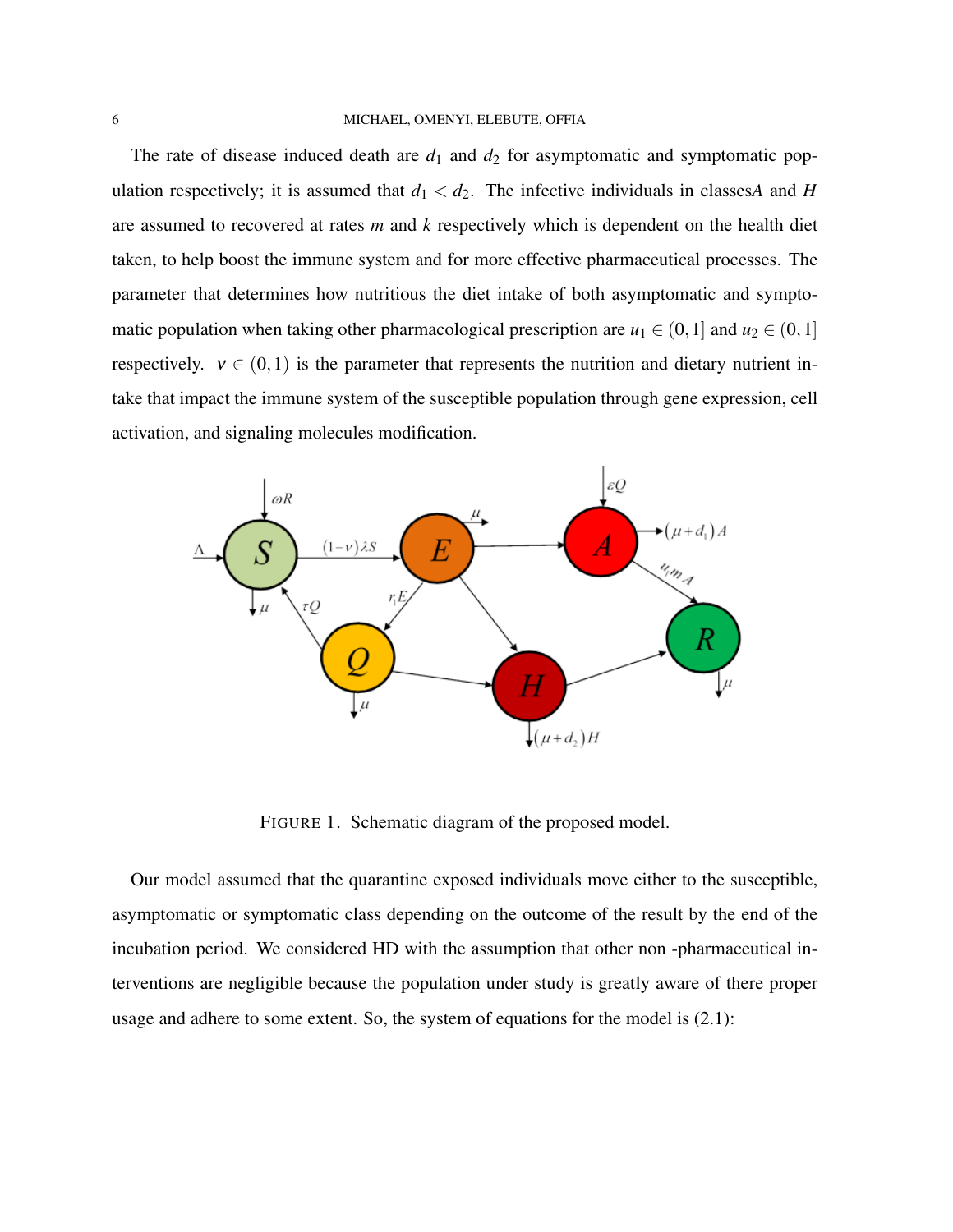The rate of disease induced death are $d_1$ and $d_2$ for asymptomatic and symptomatic population respectively; it is assumed that $d_1 < d_2$. The infective individuals in classes$A$ and $H$ are assumed to recovered at rates $m$ and $k$ respectively which is dependent on the health diet taken, to help boost the immune system and for more effective pharmaceutical processes. The parameter that determines how nutritious the diet intake of both asymptomatic and symptomatic population when taking other pharmacological prescription are $u_1 \in (0,1]$ and $u_2 \in (0,1]$ respectively. $v \in (0,1)$ is the parameter that represents the nutrition and dietary nutrient intake that impact the immune system of the susceptible population through gene expression, cell activation, and signaling molecules modification.

FIGURE 1. Schematic diagram of the proposed model.

Our model assumed that the quarantine exposed individuals move either to the susceptible, asymptomatic or symptomatic class depending on the outcome of the result by the end of the incubation period. We considered HD with the assumption that other non -pharmaceutical interventions are negligible because the population under study is greatly aware of there proper usage and adhere to some extent. So, the system of equations for the model is (2.1):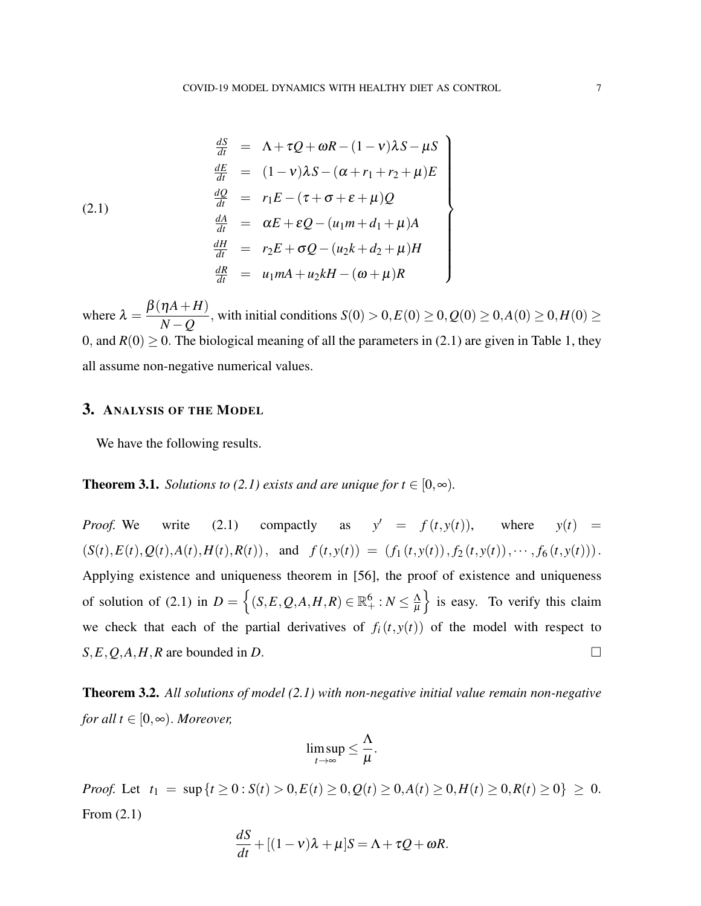$$
\left.\begin{array}{rcl}
\frac{dS}{dt} & = & \Lambda+\tau Q+\omega R-(1-\nu)\lambda S-\mu S \\
\frac{dE}{dt} & = & (1-\nu)\lambda S-(\alpha+r_1+r_2+\mu)E \\
\frac{dQ}{dt} & = & r_1 E-(\tau+\sigma+\varepsilon+\mu)Q \\
\frac{dA}{dt} & = & \alpha E+\varepsilon Q-(u_1 m+d_1+\mu)A \\
\frac{dH}{dt} & = & r_2 E+\sigma Q-(u_2 k+d_2+\mu)H \\
\frac{dR}{dt} & = & u_1 m A+u_2 k H-(\omega+\mu)R
\end{array}\right\} \tag{2.1}
$$

where $\lambda = \dfrac{\beta(\eta A+H)}{N-Q}$, with initial conditions $S(0)>0, E(0)\geq 0, Q(0)\geq 0, A(0)\geq 0, H(0)\geq 0$, and $R(0)\geq 0$. The biological meaning of all the parameters in (2.1) are given in Table 1, they all assume non-negative numerical values.

## 3. Analysis of the Model

We have the following results.

**Theorem 3.1.** *Solutions to (2.1) exists and are unique for $t\in[0,\infty)$.*

*Proof.* We write (2.1) compactly as $y' = f(t,y(t))$, where $y(t) = (S(t),E(t),Q(t),A(t),H(t),R(t))$, and $f(t,y(t)) = (f_1(t,y(t)), f_2(t,y(t)),\cdots,f_6(t,y(t)))$. Applying existence and uniqueness theorem in [56], the proof of existence and uniqueness of solution of (2.1) in $D=\left\{(S,E,Q,A,H,R)\in\mathbb{R}^6_+ : N\leq \frac{\Lambda}{\mu}\right\}$ is easy. To verify this claim we check that each of the partial derivatives of $f_i(t,y(t))$ of the model with respect to $S,E,Q,A,H,R$ are bounded in $D$. $\square$

**Theorem 3.2.** *All solutions of model (2.1) with non-negative initial value remain non-negative for all $t\in[0,\infty)$. Moreover,*

$$\limsup_{t\to\infty} \leq \frac{\Lambda}{\mu}.$$

*Proof.* Let $t_1 = \sup\{t\geq 0 : S(t)>0, E(t)\geq 0, Q(t)\geq 0, A(t)\geq 0, H(t)\geq 0, R(t)\geq 0\}\geq 0$. From (2.1)

$$\frac{dS}{dt}+[(1-\nu)\lambda+\mu]S = \Lambda+\tau Q+\omega R.$$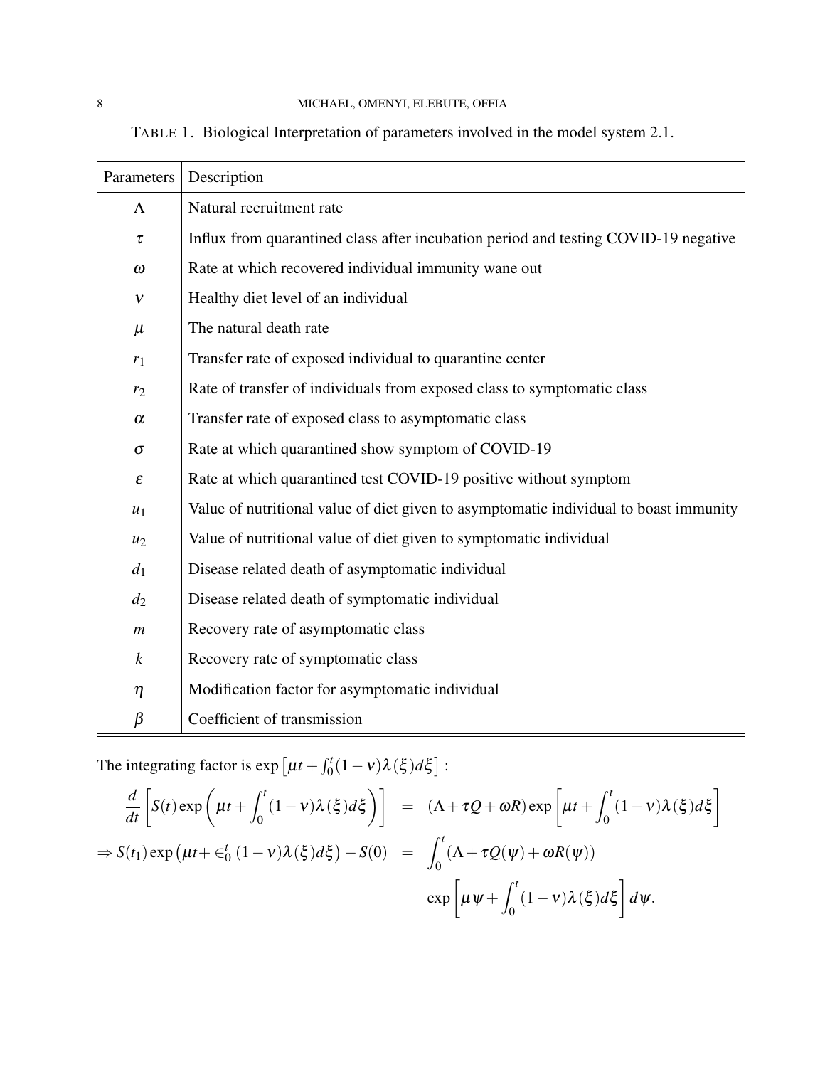TABLE 1. Biological Interpretation of parameters involved in the model system 2.1.

| Parameters | Description |
|---|---|
| $\Lambda$ | Natural recruitment rate |
| $\tau$ | Influx from quarantined class after incubation period and testing COVID-19 negative |
| $\omega$ | Rate at which recovered individual immunity wane out |
| $\nu$ | Healthy diet level of an individual |
| $\mu$ | The natural death rate |
| $r_1$ | Transfer rate of exposed individual to quarantine center |
| $r_2$ | Rate of transfer of individuals from exposed class to symptomatic class |
| $\alpha$ | Transfer rate of exposed class to asymptomatic class |
| $\sigma$ | Rate at which quarantined show symptom of COVID-19 |
| $\varepsilon$ | Rate at which quarantined test COVID-19 positive without symptom |
| $u_1$ | Value of nutritional value of diet given to asymptomatic individual to boast immunity |
| $u_2$ | Value of nutritional value of diet given to symptomatic individual |
| $d_1$ | Disease related death of asymptomatic individual |
| $d_2$ | Disease related death of symptomatic individual |
| $m$ | Recovery rate of asymptomatic class |
| $k$ | Recovery rate of symptomatic class |
| $\eta$ | Modification factor for asymptomatic individual |
| $\beta$ | Coefficient of transmission |

The integrating factor is $\exp\left[\mu t + \int_0^t (1-\nu)\lambda(\xi)d\xi\right]$ :

$$
\begin{aligned}
\frac{d}{dt}\left[S(t)\exp\left(\mu t + \int_0^t (1-\nu)\lambda(\xi)d\xi\right)\right] &= (\Lambda + \tau Q + \omega R)\exp\left[\mu t + \int_0^t (1-\nu)\lambda(\xi)d\xi\right] \\
\Rightarrow S(t_1)\exp\left(\mu t + \in_0^t (1-\nu)\lambda(\xi)d\xi\right) - S(0) &= \int_0^t (\Lambda + \tau Q(\psi) + \omega R(\psi)) \\
&\quad \exp\left[\mu \psi + \int_0^t (1-\nu)\lambda(\xi)d\xi\right] d\psi.
\end{aligned}
$$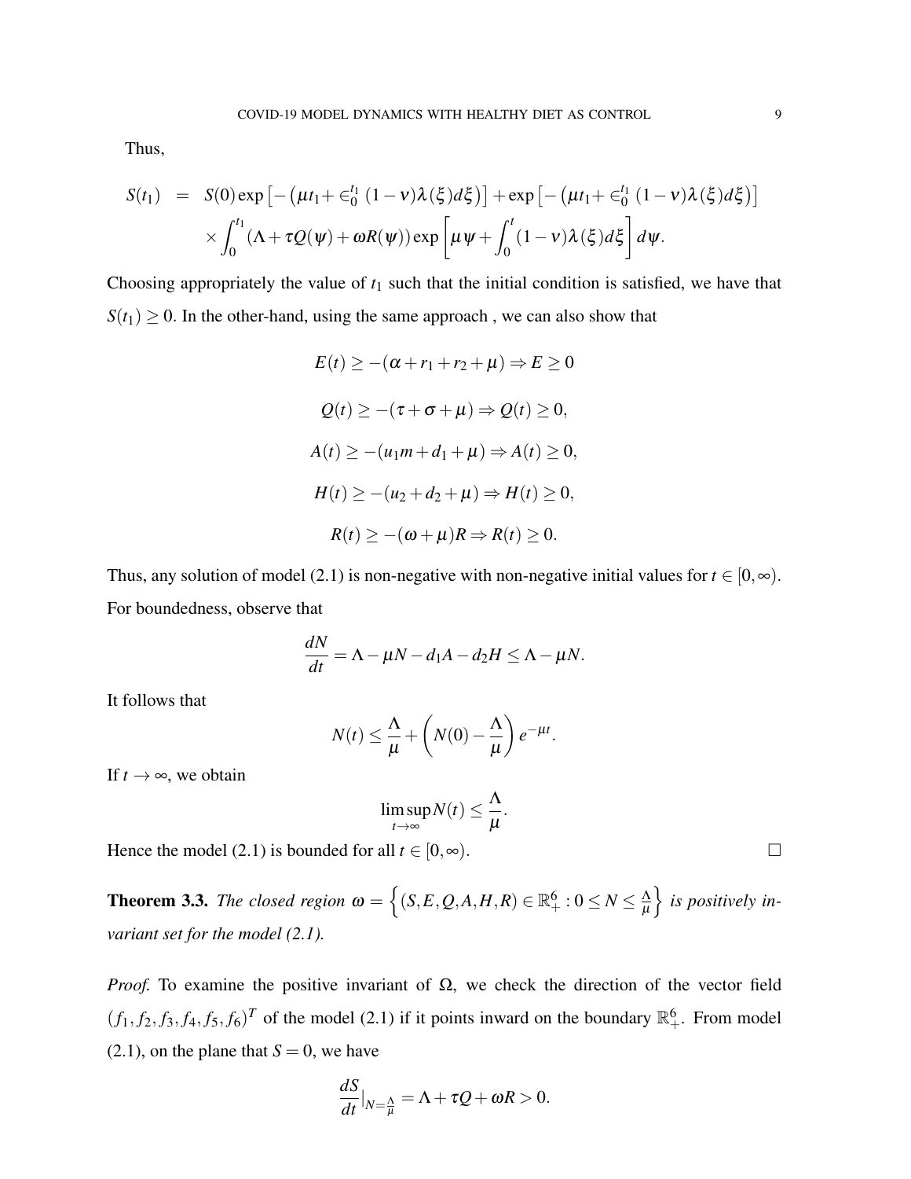Thus,

$$
\begin{aligned}
S(t_1) &= S(0)\exp\left[-\left(\mu t_1 + \in_0^{t_1}(1-\nu)\lambda(\xi)d\xi\right)\right] + \exp\left[-\left(\mu t_1 + \in_0^{t_1}(1-\nu)\lambda(\xi)d\xi\right)\right] \\
&\quad \times \int_0^{t_1}(\Lambda + \tau Q(\psi) + \omega R(\psi))\exp\left[\mu\psi + \int_0^t (1-\nu)\lambda(\xi)d\xi\right]d\psi.
\end{aligned}
$$

Choosing appropriately the value of $t_1$ such that the initial condition is satisfied, we have that $S(t_1) \geq 0$. In the other-hand, using the same approach , we can also show that

$$E(t) \geq -(\alpha + r_1 + r_2 + \mu) \Rightarrow E \geq 0$$

$$Q(t) \geq -(\tau + \sigma + \mu) \Rightarrow Q(t) \geq 0,$$

$$A(t) \geq -(u_1 m + d_1 + \mu) \Rightarrow A(t) \geq 0,$$

$$H(t) \geq -(u_2 + d_2 + \mu) \Rightarrow H(t) \geq 0,$$

$$R(t) \geq -(\omega + \mu)R \Rightarrow R(t) \geq 0.$$

Thus, any solution of model (2.1) is non-negative with non-negative initial values for $t \in [0, \infty)$.

For boundedness, observe that

$$\frac{dN}{dt} = \Lambda - \mu N - d_1 A - d_2 H \leq \Lambda - \mu N.$$

It follows that

$$N(t) \leq \frac{\Lambda}{\mu} + \left(N(0) - \frac{\Lambda}{\mu}\right)e^{-\mu t}.$$

If $t \to \infty$, we obtain

$$\limsup_{t\to\infty} N(t) \leq \frac{\Lambda}{\mu}.$$

Hence the model (2.1) is bounded for all $t \in [0, \infty)$. □

**Theorem 3.3.** *The closed region* $\omega = \left\{(S,E,Q,A,H,R) \in \mathbb{R}_+^6 : 0 \leq N \leq \frac{\Lambda}{\mu}\right\}$ *is positively invariant set for the model (2.1).*

*Proof.* To examine the positive invariant of $\Omega$, we check the direction of the vector field $(f_1, f_2, f_3, f_4, f_5, f_6)^T$ of the model (2.1) if it points inward on the boundary $\mathbb{R}_+^6$. From model (2.1), on the plane that $S = 0$, we have

$$\frac{dS}{dt}|_{N=\frac{\Lambda}{\mu}} = \Lambda + \tau Q + \omega R > 0.$$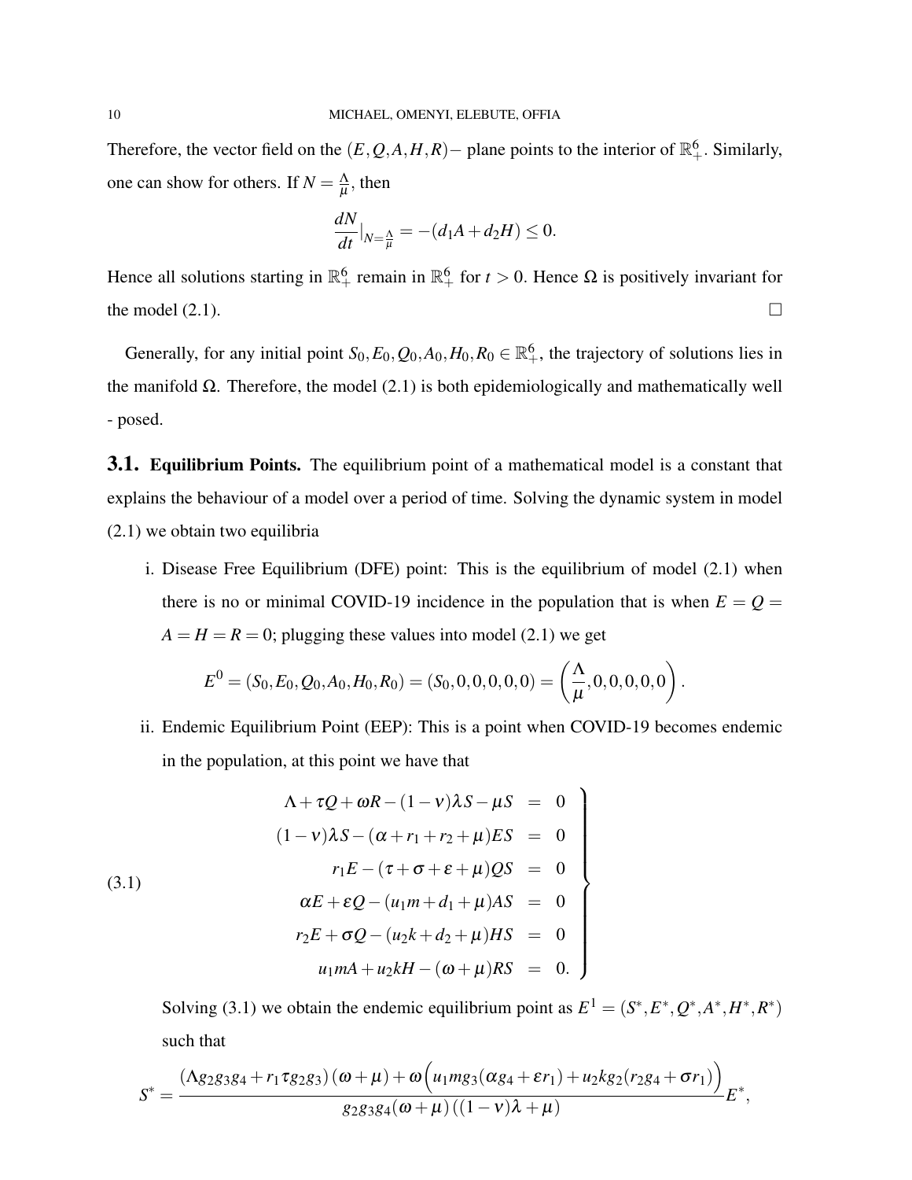Therefore, the vector field on the $(E,Q,A,H,R)-$ plane points to the interior of $\mathbb{R}^6_+$. Similarly, one can show for others. If $N = \frac{\Lambda}{\mu}$, then

$$\frac{dN}{dt}|_{N=\frac{\Lambda}{\mu}} = -(d_1 A + d_2 H) \leq 0.$$

Hence all solutions starting in $\mathbb{R}^6_+$ remain in $\mathbb{R}^6_+$ for $t > 0$. Hence $\Omega$ is positively invariant for the model (2.1). $\square$

Generally, for any initial point $S_0, E_0, Q_0, A_0, H_0, R_0 \in \mathbb{R}^6_+$, the trajectory of solutions lies in the manifold $\Omega$. Therefore, the model (2.1) is both epidemiologically and mathematically well - posed.

## 3.1. Equilibrium Points.

The equilibrium point of a mathematical model is a constant that explains the behaviour of a model over a period of time. Solving the dynamic system in model (2.1) we obtain two equilibria

i. Disease Free Equilibrium (DFE) point: This is the equilibrium of model (2.1) when there is no or minimal COVID-19 incidence in the population that is when $E = Q = A = H = R = 0$; plugging these values into model (2.1) we get

$$E^0 = (S_0, E_0, Q_0, A_0, H_0, R_0) = (S_0, 0, 0, 0, 0, 0) = \left(\frac{\Lambda}{\mu}, 0, 0, 0, 0, 0\right).$$

ii. Endemic Equilibrium Point (EEP): This is a point when COVID-19 becomes endemic in the population, at this point we have that

$$\left.\begin{aligned} \Lambda + \tau Q + \omega R - (1-\nu)\lambda S - \mu S &= 0 \\ (1-\nu)\lambda S - (\alpha + r_1 + r_2 + \mu)ES &= 0 \\ r_1 E - (\tau + \sigma + \varepsilon + \mu)QS &= 0 \\ \alpha E + \varepsilon Q - (u_1 m + d_1 + \mu)AS &= 0 \\ r_2 E + \sigma Q - (u_2 k + d_2 + \mu)HS &= 0 \\ u_1 m A + u_2 k H - (\omega + \mu)RS &= 0. \end{aligned}\right\} \tag{3.1}$$

Solving (3.1) we obtain the endemic equilibrium point as $E^1 = (S^*, E^*, Q^*, A^*, H^*, R^*)$ such that

$$S^* = \frac{(\Lambda g_2 g_3 g_4 + r_1 \tau g_2 g_3)(\omega + \mu) + \omega\Big(u_1 m g_3(\alpha g_4 + \varepsilon r_1) + u_2 k g_2(r_2 g_4 + \sigma r_1)\Big)}{g_2 g_3 g_4(\omega + \mu)((1-\nu)\lambda + \mu)} E^*,$$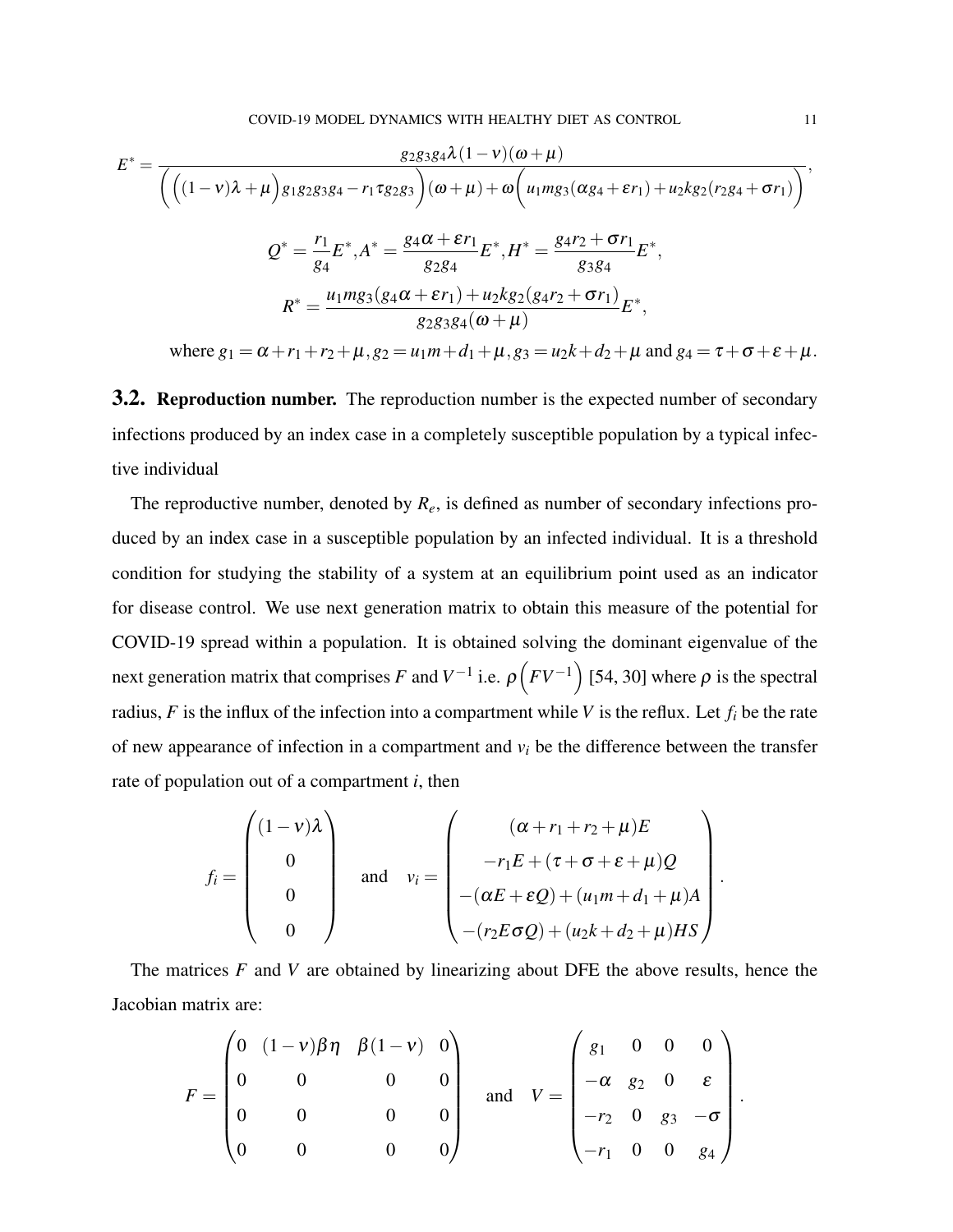$$E^* = \frac{g_2 g_3 g_4 \lambda (1-\nu)(\omega+\mu)}{\left(\left((1-\nu)\lambda+\mu\right)g_1 g_2 g_3 g_4 - r_1 \tau g_2 g_3\right)(\omega+\mu) + \omega\left(u_1 m g_3(\alpha g_4 + \varepsilon r_1) + u_2 k g_2(r_2 g_4 + \sigma r_1)\right)},$$

$$Q^* = \frac{r_1}{g_4}E^*, A^* = \frac{g_4\alpha + \varepsilon r_1}{g_2 g_4}E^*, H^* = \frac{g_4 r_2 + \sigma r_1}{g_3 g_4}E^*,$$

$$R^* = \frac{u_1 m g_3(g_4\alpha + \varepsilon r_1) + u_2 k g_2(g_4 r_2 + \sigma r_1)}{g_2 g_3 g_4(\omega+\mu)}E^*,$$

where $g_1 = \alpha + r_1 + r_2 + \mu, g_2 = u_1 m + d_1 + \mu, g_3 = u_2 k + d_2 + \mu$ and $g_4 = \tau + \sigma + \varepsilon + \mu$.

## 3.2. Reproduction number.

The reproduction number is the expected number of secondary infections produced by an index case in a completely susceptible population by a typical infective individual

The reproductive number, denoted by $R_e$, is defined as number of secondary infections produced by an index case in a susceptible population by an infected individual. It is a threshold condition for studying the stability of a system at an equilibrium point used as an indicator for disease control. We use next generation matrix to obtain this measure of the potential for COVID-19 spread within a population. It is obtained solving the dominant eigenvalue of the next generation matrix that comprises $F$ and $V^{-1}$ i.e. $\rho\left(FV^{-1}\right)$ [54, 30] where $\rho$ is the spectral radius, $F$ is the influx of the infection into a compartment while $V$ is the reflux. Let $f_i$ be the rate of new appearance of infection in a compartment and $v_i$ be the difference between the transfer rate of population out of a compartment $i$, then

$$f_i = \begin{pmatrix} (1-\nu)\lambda \\ 0 \\ 0 \\ 0 \end{pmatrix} \quad \text{and} \quad v_i = \begin{pmatrix} (\alpha + r_1 + r_2 + \mu)E \\ -r_1 E + (\tau + \sigma + \varepsilon + \mu)Q \\ -(\alpha E + \varepsilon Q) + (u_1 m + d_1 + \mu)A \\ -(r_2 E \sigma Q) + (u_2 k + d_2 + \mu)HS \end{pmatrix}.$$

The matrices $F$ and $V$ are obtained by linearizing about DFE the above results, hence the Jacobian matrix are:

$$F = \begin{pmatrix} 0 & (1-\nu)\beta\eta & \beta(1-\nu) & 0 \\ 0 & 0 & 0 & 0 \\ 0 & 0 & 0 & 0 \\ 0 & 0 & 0 & 0 \end{pmatrix} \quad \text{and} \quad V = \begin{pmatrix} g_1 & 0 & 0 & 0 \\ -\alpha & g_2 & 0 & \varepsilon \\ -r_2 & 0 & g_3 & -\sigma \\ -r_1 & 0 & 0 & g_4 \end{pmatrix}.$$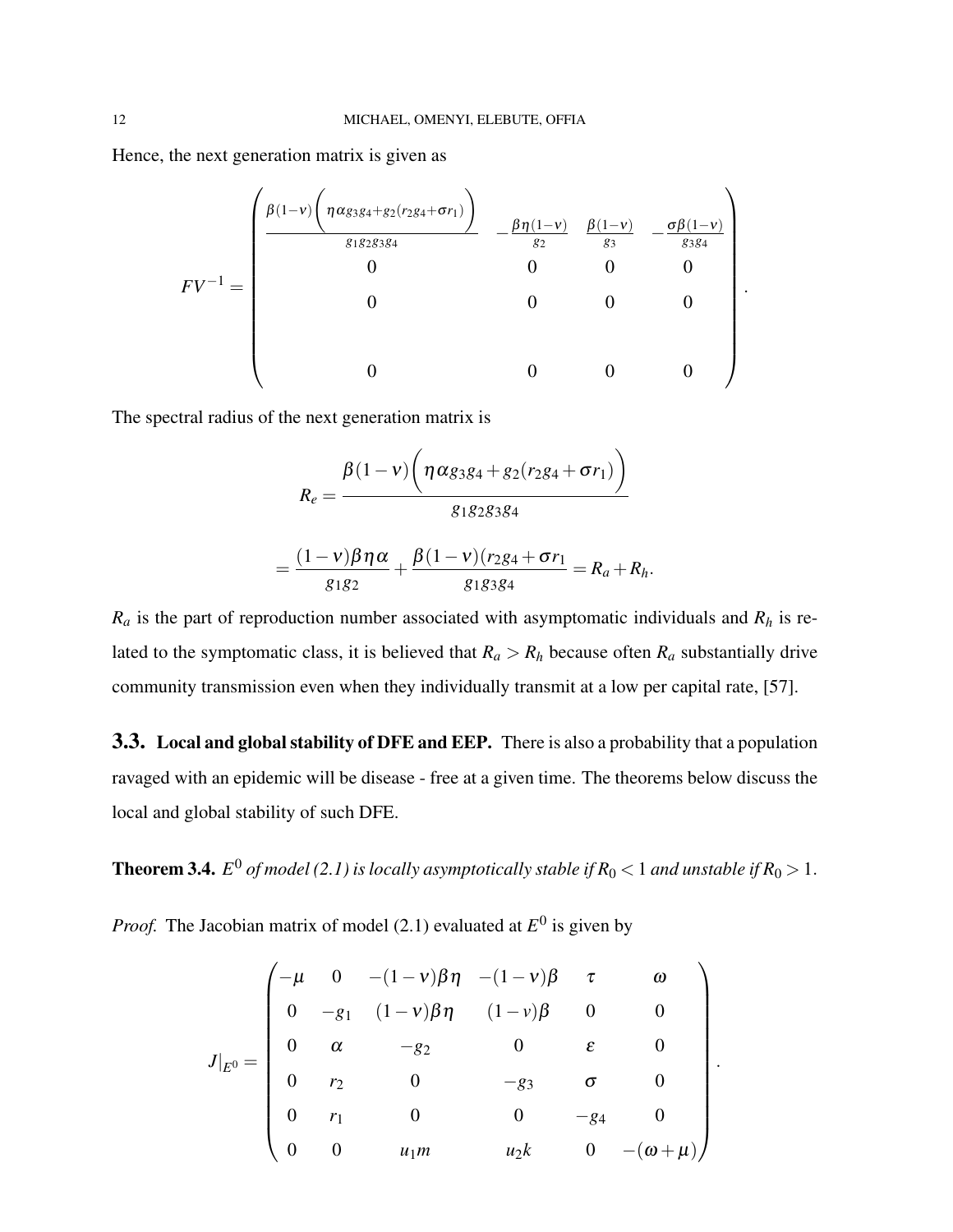Hence, the next generation matrix is given as

$$
FV^{-1} = \begin{pmatrix} \frac{\beta(1-\nu)\left(\eta\alpha g_3 g_4 + g_2(r_2 g_4 + \sigma r_1)\right)}{g_1 g_2 g_3 g_4} & -\frac{\beta\eta(1-\nu)}{g_2} & \frac{\beta(1-\nu)}{g_3} & -\frac{\sigma\beta(1-\nu)}{g_3 g_4} \\ 0 & 0 & 0 & 0 \\ 0 & 0 & 0 & 0 \\ 0 & 0 & 0 & 0 \end{pmatrix}.
$$

The spectral radius of the next generation matrix is

$$
R_e = \frac{\beta(1-\nu)\left(\eta\alpha g_3 g_4 + g_2(r_2 g_4 + \sigma r_1)\right)}{g_1 g_2 g_3 g_4}
$$

$$
= \frac{(1-\nu)\beta\eta\alpha}{g_1 g_2} + \frac{\beta(1-\nu)(r_2 g_4 + \sigma r_1)}{g_1 g_3 g_4} = R_a + R_h.
$$

$R_a$ is the part of reproduction number associated with asymptomatic individuals and $R_h$ is related to the symptomatic class, it is believed that $R_a > R_h$ because often $R_a$ substantially drive community transmission even when they individually transmit at a low per capital rate, [57].

### 3.3. Local and global stability of DFE and EEP.

There is also a probability that a population ravaged with an epidemic will be disease - free at a given time. The theorems below discuss the local and global stability of such DFE.

**Theorem 3.4.** *$E^0$ of model (2.1) is locally asymptotically stable if $R_0 < 1$ and unstable if $R_0 > 1$.*

*Proof.* The Jacobian matrix of model (2.1) evaluated at $E^0$ is given by

$$
J|_{E^0} = \begin{pmatrix} -\mu & 0 & -(1-\nu)\beta\eta & -(1-\nu)\beta & \tau & \omega \\ 0 & -g_1 & (1-\nu)\beta\eta & (1-\nu)\beta & 0 & 0 \\ 0 & \alpha & -g_2 & 0 & \varepsilon & 0 \\ 0 & r_2 & 0 & -g_3 & \sigma & 0 \\ 0 & r_1 & 0 & 0 & -g_4 & 0 \\ 0 & 0 & u_1 m & u_2 k & 0 & -(\omega+\mu) \end{pmatrix}.
$$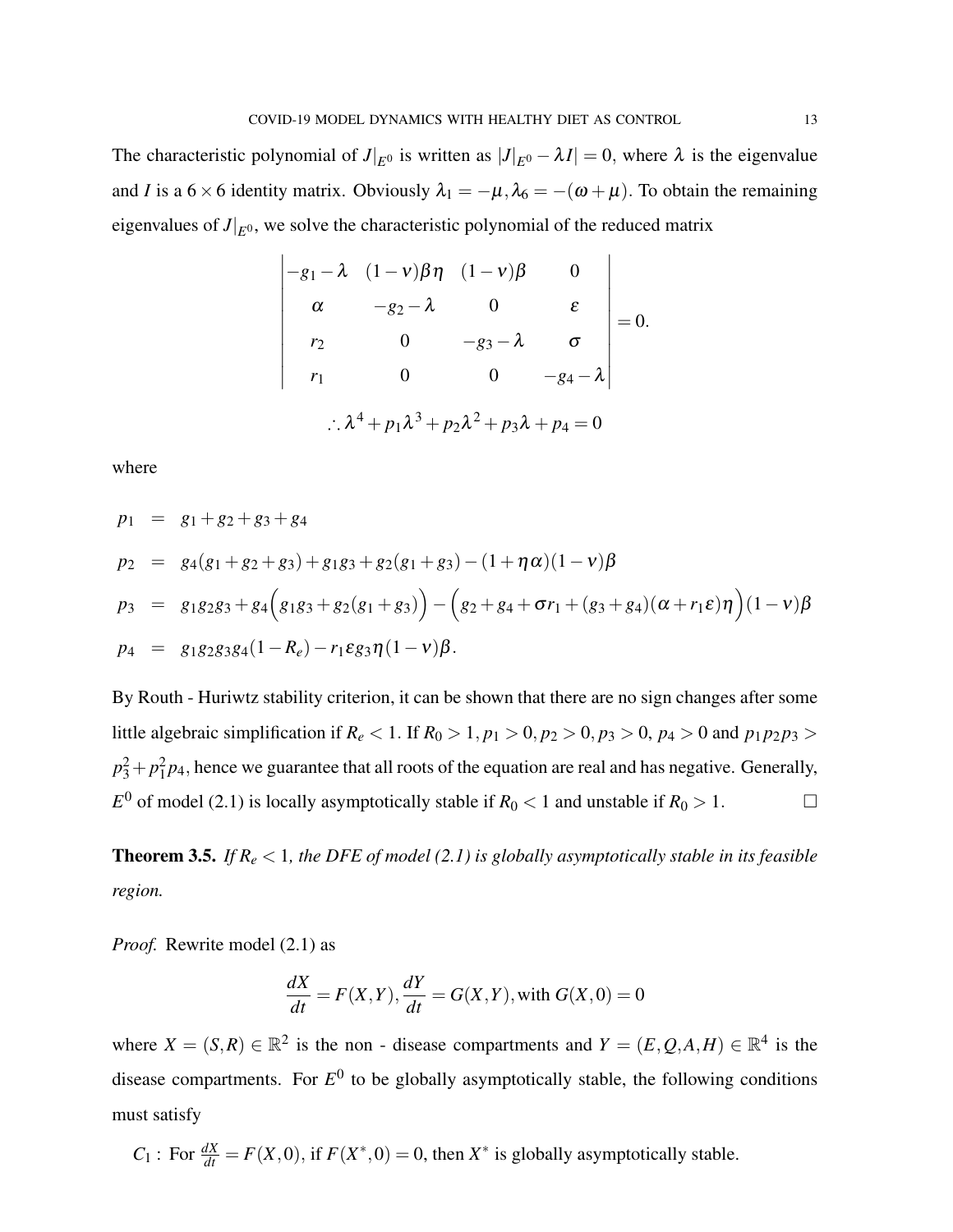The characteristic polynomial of $J|_{E^0}$ is written as $|J|_{E^0} - \lambda I| = 0$, where $\lambda$ is the eigenvalue and $I$ is a $6\times 6$ identity matrix. Obviously $\lambda_1 = -\mu, \lambda_6 = -(\omega+\mu)$. To obtain the remaining eigenvalues of $J|_{E^0}$, we solve the characteristic polynomial of the reduced matrix

$$
\begin{vmatrix}
-g_1-\lambda & (1-\nu)\beta\eta & (1-\nu)\beta & 0 \\
\alpha & -g_2-\lambda & 0 & \varepsilon \\
r_2 & 0 & -g_3-\lambda & \sigma \\
r_1 & 0 & 0 & -g_4-\lambda
\end{vmatrix} = 0.
$$

$$
\therefore \lambda^4 + p_1\lambda^3 + p_2\lambda^2 + p_3\lambda + p_4 = 0
$$

where

$$
\begin{aligned}
p_1 &= g_1+g_2+g_3+g_4 \\
p_2 &= g_4(g_1+g_2+g_3) + g_1g_3 + g_2(g_1+g_3) - (1+\eta\alpha)(1-\nu)\beta \\
p_3 &= g_1g_2g_3 + g_4\Big(g_1g_3 + g_2(g_1+g_3)\Big) - \Big(g_2+g_4+\sigma r_1 + (g_3+g_4)(\alpha + r_1\varepsilon)\eta\Big)(1-\nu)\beta \\
p_4 &= g_1g_2g_3g_4(1-R_e) - r_1\varepsilon g_3\eta(1-\nu)\beta.
\end{aligned}
$$

By Routh - Huriwtz stability criterion, it can be shown that there are no sign changes after some little algebraic simplification if $R_e < 1$. If $R_0 > 1, p_1 > 0, p_2 > 0, p_3 > 0, p_4 > 0$ and $p_1p_2p_3 > p_3^2 + p_1^2 p_4$, hence we guarantee that all roots of the equation are real and has negative. Generally, $E^0$ of model (2.1) is locally asymptotically stable if $R_0 < 1$ and unstable if $R_0 > 1$. □

**Theorem 3.5.** *If $R_e < 1$, the DFE of model (2.1) is globally asymptotically stable in its feasible region.*

*Proof.* Rewrite model (2.1) as

$$
\frac{dX}{dt} = F(X,Y), \frac{dY}{dt} = G(X,Y), \text{with } G(X,0) = 0
$$

where $X = (S,R) \in \mathbb{R}^2$ is the non - disease compartments and $Y = (E,Q,A,H) \in \mathbb{R}^4$ is the disease compartments. For $E^0$ to be globally asymptotically stable, the following conditions must satisfy

$C_1$ : For $\frac{dX}{dt} = F(X,0)$, if $F(X^*,0) = 0$, then $X^*$ is globally asymptotically stable.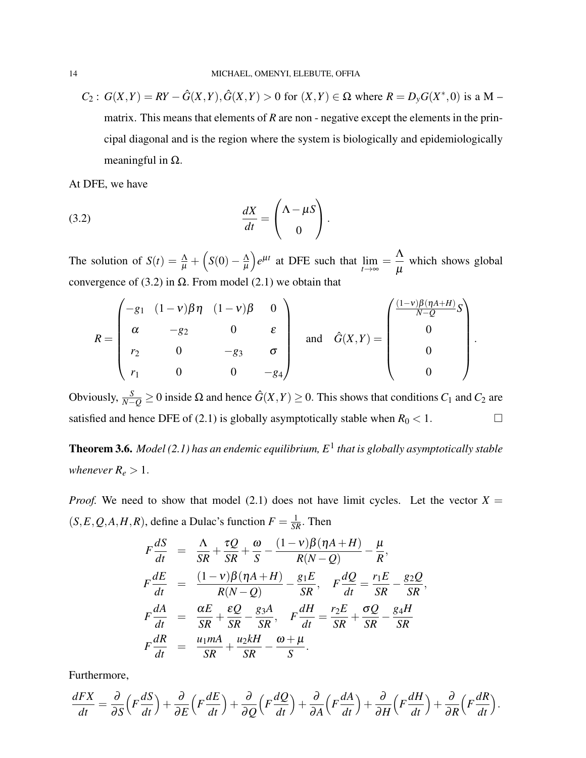$C_2:$ $G(X,Y) = RY - \hat{G}(X,Y), \hat{G}(X,Y) > 0$ for $(X,Y) \in \Omega$ where $R = D_yG(X^*,0)$ is a M – matrix. This means that elements of $R$ are non - negative except the elements in the principal diagonal and is the region where the system is biologically and epidemiologically meaningful in $\Omega$.

At DFE, we have

$$\frac{dX}{dt} = \begin{pmatrix} \Lambda - \mu S \\ 0 \end{pmatrix}. \tag{3.2}$$

The solution of $S(t) = \frac{\Lambda}{\mu} + \Big(S(0) - \frac{\Lambda}{\mu}\Big)e^{\mu t}$ at DFE such that $\lim_{t\to\infty} = \dfrac{\Lambda}{\mu}$ which shows global convergence of (3.2) in $\Omega$. From model (2.1) we obtain that

$$R = \begin{pmatrix} -g_1 & (1-\nu)\beta\eta & (1-\nu)\beta & 0 \\ \alpha & -g_2 & 0 & \varepsilon \\ r_2 & 0 & -g_3 & \sigma \\ r_1 & 0 & 0 & -g_4 \end{pmatrix} \quad \text{and} \quad \hat{G}(X,Y) = \begin{pmatrix} \frac{(1-\nu)\beta(\eta A + H)}{N-Q} S \\ 0 \\ 0 \\ 0 \end{pmatrix}.$$

Obviously, $\frac{S}{N-Q} \geq 0$ inside $\Omega$ and hence $\hat{G}(X,Y) \geq 0$. This shows that conditions $C_1$ and $C_2$ are satisfied and hence DFE of (2.1) is globally asymptotically stable when $R_0 < 1$. $\square$

**Theorem 3.6.** *Model (2.1) has an endemic equilibrium, $E^1$ that is globally asymptotically stable whenever $R_e > 1$.*

*Proof.* We need to show that model (2.1) does not have limit cycles. Let the vector $X = (S,E,Q,A,H,R)$, define a Dulac's function $F = \frac{1}{SR}$. Then

$$\begin{aligned}
F\frac{dS}{dt} &= \frac{\Lambda}{SR} + \frac{\tau Q}{SR} + \frac{\omega}{S} - \frac{(1-\nu)\beta(\eta A + H)}{R(N-Q)} - \frac{\mu}{R}, \\
F\frac{dE}{dt} &= \frac{(1-\nu)\beta(\eta A + H)}{R(N-Q)} - \frac{g_1 E}{SR}, \quad F\frac{dQ}{dt} = \frac{r_1 E}{SR} - \frac{g_2 Q}{SR}, \\
F\frac{dA}{dt} &= \frac{\alpha E}{SR} + \frac{\varepsilon Q}{SR} - \frac{g_3 A}{SR}, \quad F\frac{dH}{dt} = \frac{r_2 E}{SR} + \frac{\sigma Q}{SR} - \frac{g_4 H}{SR} \\
F\frac{dR}{dt} &= \frac{u_1 m A}{SR} + \frac{u_2 k H}{SR} - \frac{\omega + \mu}{S}.
\end{aligned}$$

Furthermore,

$$\frac{dFX}{dt} = \frac{\partial}{\partial S}\Big(F\frac{dS}{dt}\Big) + \frac{\partial}{\partial E}\Big(F\frac{dE}{dt}\Big) + \frac{\partial}{\partial Q}\Big(F\frac{dQ}{dt}\Big) + \frac{\partial}{\partial A}\Big(F\frac{dA}{dt}\Big) + \frac{\partial}{\partial H}\Big(F\frac{dH}{dt}\Big) + \frac{\partial}{\partial R}\Big(F\frac{dR}{dt}\Big).$$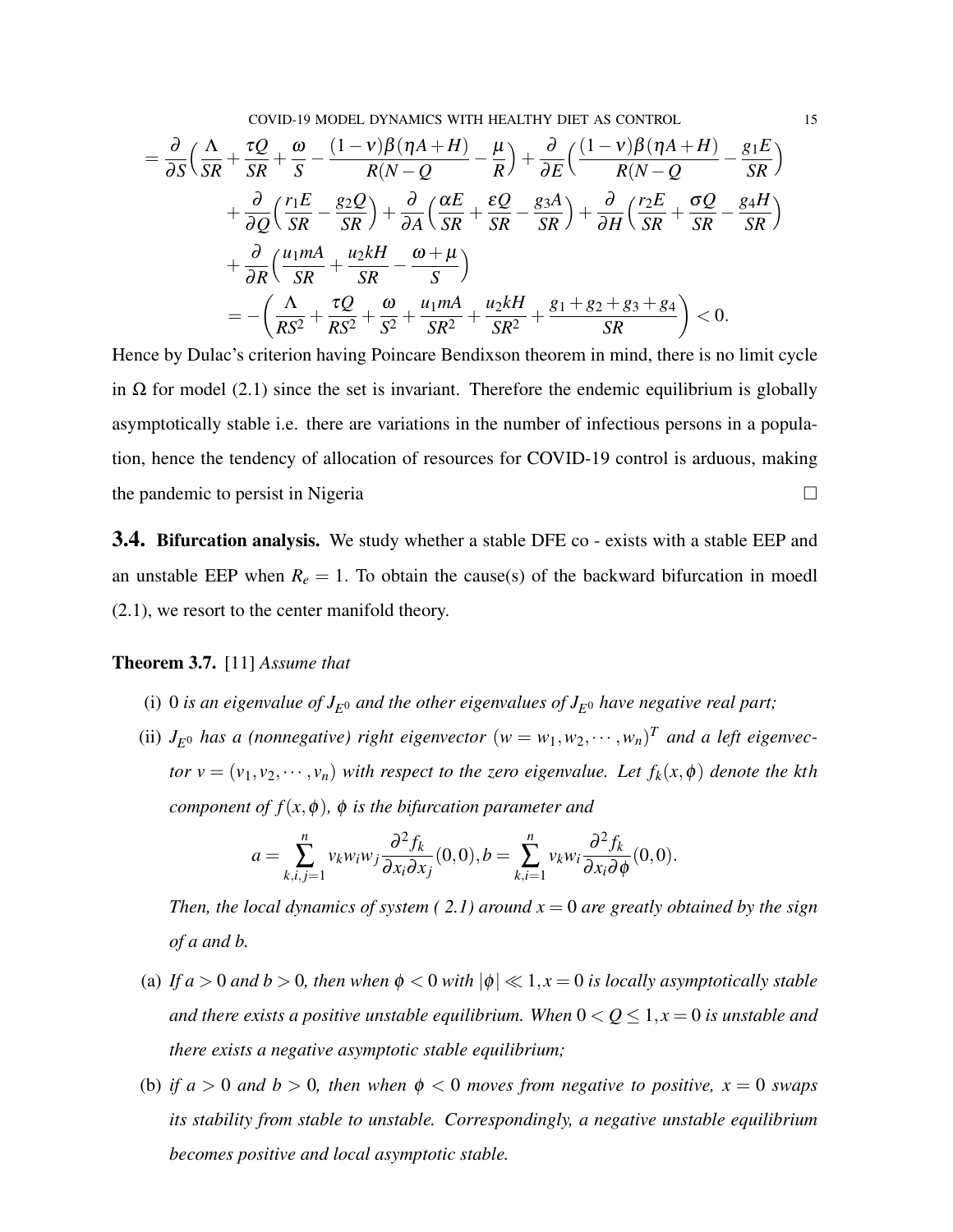$$
\begin{aligned}
&= \frac{\partial}{\partial S}\Big(\frac{\Lambda}{SR} + \frac{\tau Q}{SR} + \frac{\omega}{S} - \frac{(1-\nu)\beta(\eta A + H)}{R(N-Q} - \frac{\mu}{R}\Big) + \frac{\partial}{\partial E}\Big(\frac{(1-\nu)\beta(\eta A + H)}{R(N-Q} - \frac{g_1 E}{SR}\Big)\\
&\quad + \frac{\partial}{\partial Q}\Big(\frac{r_1 E}{SR} - \frac{g_2 Q}{SR}\Big) + \frac{\partial}{\partial A}\Big(\frac{\alpha E}{SR} + \frac{\varepsilon Q}{SR} - \frac{g_3 A}{SR}\Big) + \frac{\partial}{\partial H}\Big(\frac{r_2 E}{SR} + \frac{\sigma Q}{SR} - \frac{g_4 H}{SR}\Big)\\
&\quad + \frac{\partial}{\partial R}\Big(\frac{u_1 m A}{SR} + \frac{u_2 k H}{SR} - \frac{\omega + \mu}{S}\Big)\\
&\quad = -\Bigg(\frac{\Lambda}{RS^2} + \frac{\tau Q}{RS^2} + \frac{\omega}{S^2} + \frac{u_1 m A}{SR^2} + \frac{u_2 k H}{SR^2} + \frac{g_1 + g_2 + g_3 + g_4}{SR}\Bigg) < 0.
\end{aligned}
$$

Hence by Dulac's criterion having Poincare Bendixson theorem in mind, there is no limit cycle in $\Omega$ for model (2.1) since the set is invariant. Therefore the endemic equilibrium is globally asymptotically stable i.e. there are variations in the number of infectious persons in a population, hence the tendency of allocation of resources for COVID-19 control is arduous, making the pandemic to persist in Nigeria □

## 3.4. Bifurcation analysis.

We study whether a stable DFE co - exists with a stable EEP and an unstable EEP when $R_e = 1$. To obtain the cause(s) of the backward bifurcation in moedl (2.1), we resort to the center manifold theory.

**Theorem 3.7.** [11] *Assume that*

(i) $0$ *is an eigenvalue of* $J_{E^0}$ *and the other eigenvalues of* $J_{E^0}$ *have negative real part;*

(ii) $J_{E^0}$ *has a (nonnegative) right eigenvector* $(w = w_1, w_2, \cdots, w_n)^T$ *and a left eigenvector* $v = (v_1, v_2, \cdots, v_n)$ *with respect to the zero eigenvalue. Let* $f_k(x,\phi)$ *denote the kth component of* $f(x,\phi)$, $\phi$ *is the bifurcation parameter and*

$$
a = \sum_{k,i,j=1}^{n} v_k w_i w_j \frac{\partial^2 f_k}{\partial x_i \partial x_j}(0,0), b = \sum_{k,i=1}^{n} v_k w_i \frac{\partial^2 f_k}{\partial x_i \partial \phi}(0,0).
$$

*Then, the local dynamics of system ( 2.1) around* $x = 0$ *are greatly obtained by the sign of a and b.*

(a) *If* $a > 0$ *and* $b > 0$, *then when* $\phi < 0$ *with* $|\phi| \ll 1, x = 0$ *is locally asymptotically stable and there exists a positive unstable equilibrium. When* $0 < Q \leq 1, x = 0$ *is unstable and there exists a negative asymptotic stable equilibrium;*

(b) *if* $a > 0$ *and* $b > 0$, *then when* $\phi < 0$ *moves from negative to positive,* $x = 0$ *swaps its stability from stable to unstable. Correspondingly, a negative unstable equilibrium becomes positive and local asymptotic stable.*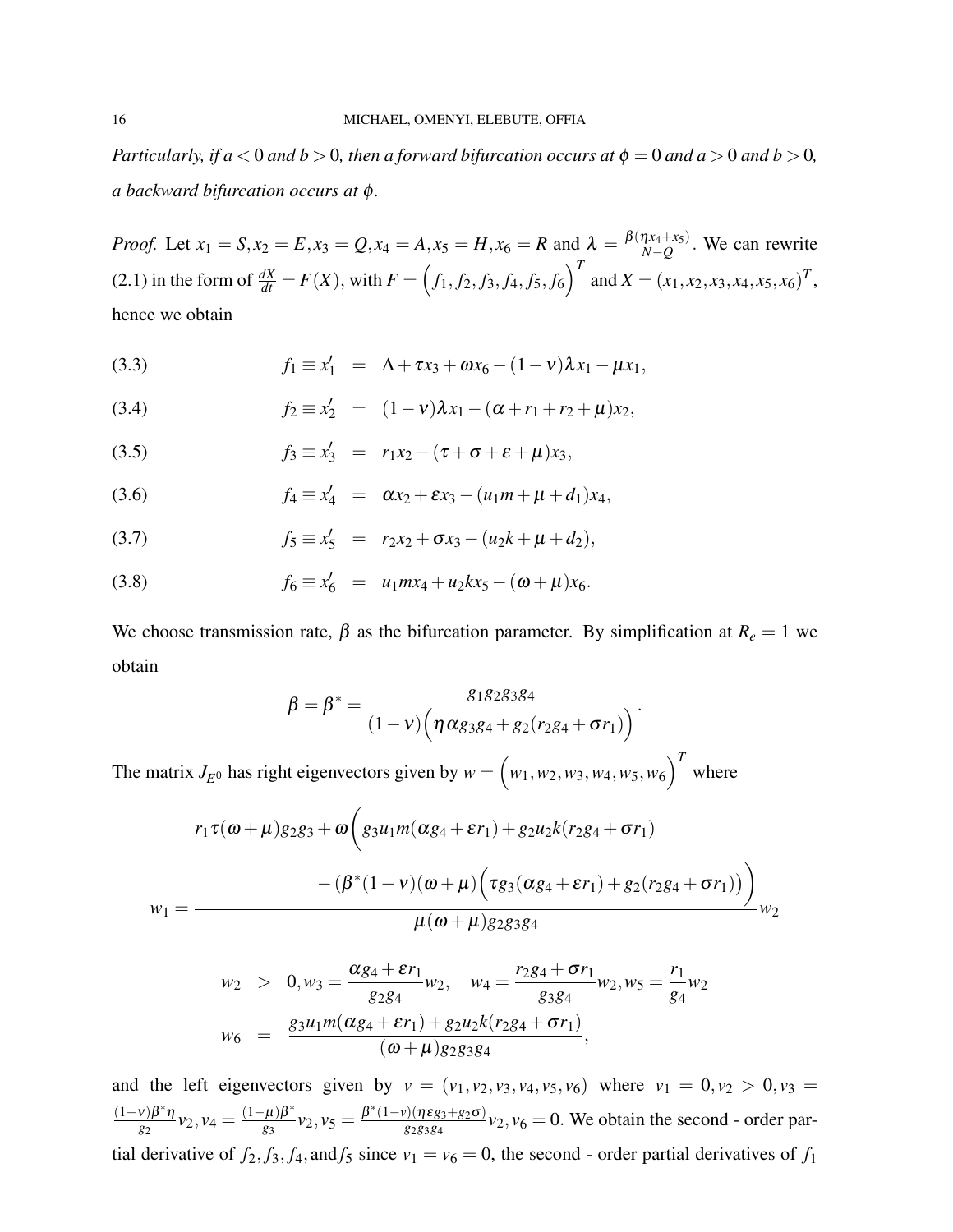*Particularly, if $a<0$ and $b>0$, then a forward bifurcation occurs at $\phi=0$ and $a>0$ and $b>0$, a backward bifurcation occurs at $\phi$.*

*Proof.* Let $x_1=S, x_2=E, x_3=Q, x_4=A, x_5=H, x_6=R$ and $\lambda=\frac{\beta(\eta x_4+x_5)}{N-Q}$. We can rewrite (2.1) in the form of $\frac{dX}{dt}=F(X)$, with $F=\Big(f_1,f_2,f_3,f_4,f_5,f_6\Big)^T$ and $X=(x_1,x_2,x_3,x_4,x_5,x_6)^T$, hence we obtain

$$f_1 \equiv x_1' = \Lambda+\tau x_3+\omega x_6-(1-\nu)\lambda x_1-\mu x_1, \tag{3.3}$$

$$f_2 \equiv x_2' = (1-\nu)\lambda x_1-(\alpha+r_1+r_2+\mu)x_2, \tag{3.4}$$

$$f_3 \equiv x_3' = r_1x_2-(\tau+\sigma+\varepsilon+\mu)x_3, \tag{3.5}$$

$$f_4 \equiv x_4' = \alpha x_2+\varepsilon x_3-(u_1m+\mu+d_1)x_4, \tag{3.6}$$

$$f_5 \equiv x_5' = r_2x_2+\sigma x_3-(u_2k+\mu+d_2), \tag{3.7}$$

$$f_6 \equiv x_6' = u_1mx_4+u_2kx_5-(\omega+\mu)x_6. \tag{3.8}$$

We choose transmission rate, $\beta$ as the bifurcation parameter. By simplification at $R_e=1$ we obtain

$$\beta=\beta^*=\frac{g_1g_2g_3g_4}{(1-\nu)\Big(\eta\alpha g_3g_4+g_2(r_2g_4+\sigma r_1)\Big)}.$$

The matrix $J_{E^0}$ has right eigenvectors given by $w=\Big(w_1,w_2,w_3,w_4,w_5,w_6\Big)^T$ where

$$w_1=\frac{r_1\tau(\omega+\mu)g_2g_3+\omega\Bigg(g_3u_1m(\alpha g_4+\varepsilon r_1)+g_2u_2k(r_2g_4+\sigma r_1)-(\beta^*(1-\nu)(\omega+\mu)\Big(\tau g_3(\alpha g_4+\varepsilon r_1)+g_2(r_2g_4+\sigma r_1)\Big)\Bigg)}{\mu(\omega+\mu)g_2g_3g_4}w_2$$

$$w_2>0, w_3=\frac{\alpha g_4+\varepsilon r_1}{g_2g_4}w_2, \quad w_4=\frac{r_2g_4+\sigma r_1}{g_3g_4}w_2, w_5=\frac{r_1}{g_4}w_2$$

$$w_6=\frac{g_3u_1m(\alpha g_4+\varepsilon r_1)+g_2u_2k(r_2g_4+\sigma r_1)}{(\omega+\mu)g_2g_3g_4},$$

and the left eigenvectors given by $v=(v_1,v_2,v_3,v_4,v_5,v_6)$ where $v_1=0, v_2>0, v_3=\frac{(1-\nu)\beta^*\eta}{g_2}v_2, v_4=\frac{(1-\mu)\beta^*}{g_3}v_2, v_5=\frac{\beta^*(1-\nu)(\eta\varepsilon g_3+g_2\sigma)}{g_2g_3g_4}v_2, v_6=0$. We obtain the second - order partial derivative of $f_2, f_3, f_4,$ and $f_5$ since $v_1=v_6=0$, the second - order partial derivatives of $f_1$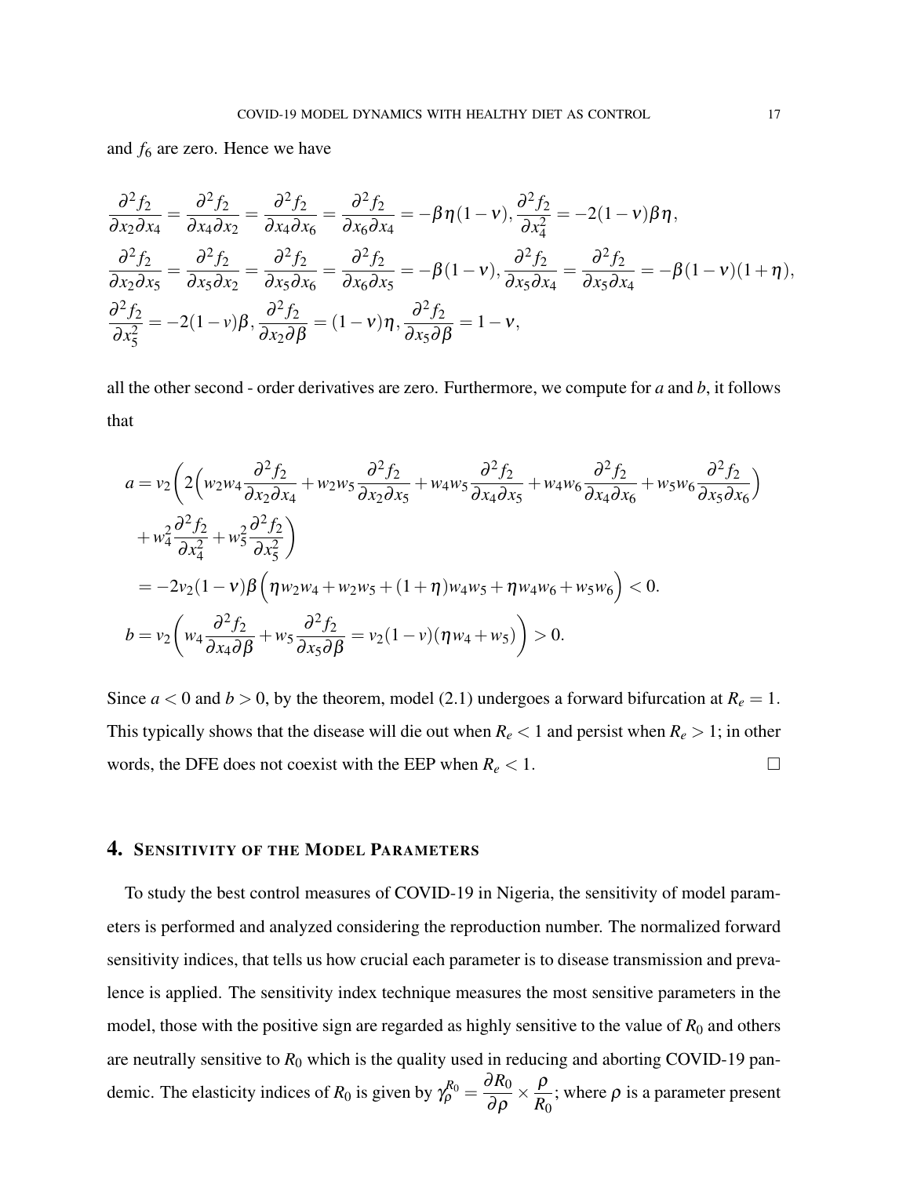and $f_6$ are zero. Hence we have

$$
\begin{aligned}
&\frac{\partial^2 f_2}{\partial x_2 \partial x_4} = \frac{\partial^2 f_2}{\partial x_4 \partial x_2} = \frac{\partial^2 f_2}{\partial x_4 \partial x_6} = \frac{\partial^2 f_2}{\partial x_6 \partial x_4} = -\beta\eta(1-\nu), \frac{\partial^2 f_2}{\partial x_4^2} = -2(1-\nu)\beta\eta, \\
&\frac{\partial^2 f_2}{\partial x_2 \partial x_5} = \frac{\partial^2 f_2}{\partial x_5 \partial x_2} = \frac{\partial^2 f_2}{\partial x_5 \partial x_6} = \frac{\partial^2 f_2}{\partial x_6 \partial x_5} = -\beta(1-\nu), \frac{\partial^2 f_2}{\partial x_5 \partial x_4} = \frac{\partial^2 f_2}{\partial x_5 \partial x_4} = -\beta(1-\nu)(1+\eta), \\
&\frac{\partial^2 f_2}{\partial x_5^2} = -2(1-v)\beta, \frac{\partial^2 f_2}{\partial x_2 \partial \beta} = (1-\nu)\eta, \frac{\partial^2 f_2}{\partial x_5 \partial \beta} = 1-\nu,
\end{aligned}
$$

all the other second - order derivatives are zero. Furthermore, we compute for $a$ and $b$, it follows that

$$
\begin{aligned}
a &= v_2\bigg(2\Big(w_2 w_4 \frac{\partial^2 f_2}{\partial x_2 \partial x_4} + w_2 w_5 \frac{\partial^2 f_2}{\partial x_2 \partial x_5} + w_4 w_5 \frac{\partial^2 f_2}{\partial x_4 \partial x_5} + w_4 w_6 \frac{\partial^2 f_2}{\partial x_4 \partial x_6} + w_5 w_6 \frac{\partial^2 f_2}{\partial x_5 \partial x_6}\Big) \\
&\quad + w_4^2 \frac{\partial^2 f_2}{\partial x_4^2} + w_5^2 \frac{\partial^2 f_2}{\partial x_5^2}\bigg) \\
&= -2v_2(1-\nu)\beta\Big(\eta w_2 w_4 + w_2 w_5 + (1+\eta) w_4 w_5 + \eta w_4 w_6 + w_5 w_6\Big) < 0. \\
b &= v_2\bigg(w_4 \frac{\partial^2 f_2}{\partial x_4 \partial \beta} + w_5 \frac{\partial^2 f_2}{\partial x_5 \partial \beta} = v_2(1-v)(\eta w_4 + w_5)\bigg) > 0.
\end{aligned}
$$

Since $a < 0$ and $b > 0$, by the theorem, model (2.1) undergoes a forward bifurcation at $R_e = 1$. This typically shows that the disease will die out when $R_e < 1$ and persist when $R_e > 1$; in other words, the DFE does not coexist with the EEP when $R_e < 1$. □

## 4. Sensitivity of the Model Parameters

To study the best control measures of COVID-19 in Nigeria, the sensitivity of model parameters is performed and analyzed considering the reproduction number. The normalized forward sensitivity indices, that tells us how crucial each parameter is to disease transmission and prevalence is applied. The sensitivity index technique measures the most sensitive parameters in the model, those with the positive sign are regarded as highly sensitive to the value of $R_0$ and others are neutrally sensitive to $R_0$ which is the quality used in reducing and aborting COVID-19 pandemic. The elasticity indices of $R_0$ is given by $\gamma_\rho^{R_0} = \dfrac{\partial R_0}{\partial \rho} \times \dfrac{\rho}{R_0}$; where $\rho$ is a parameter present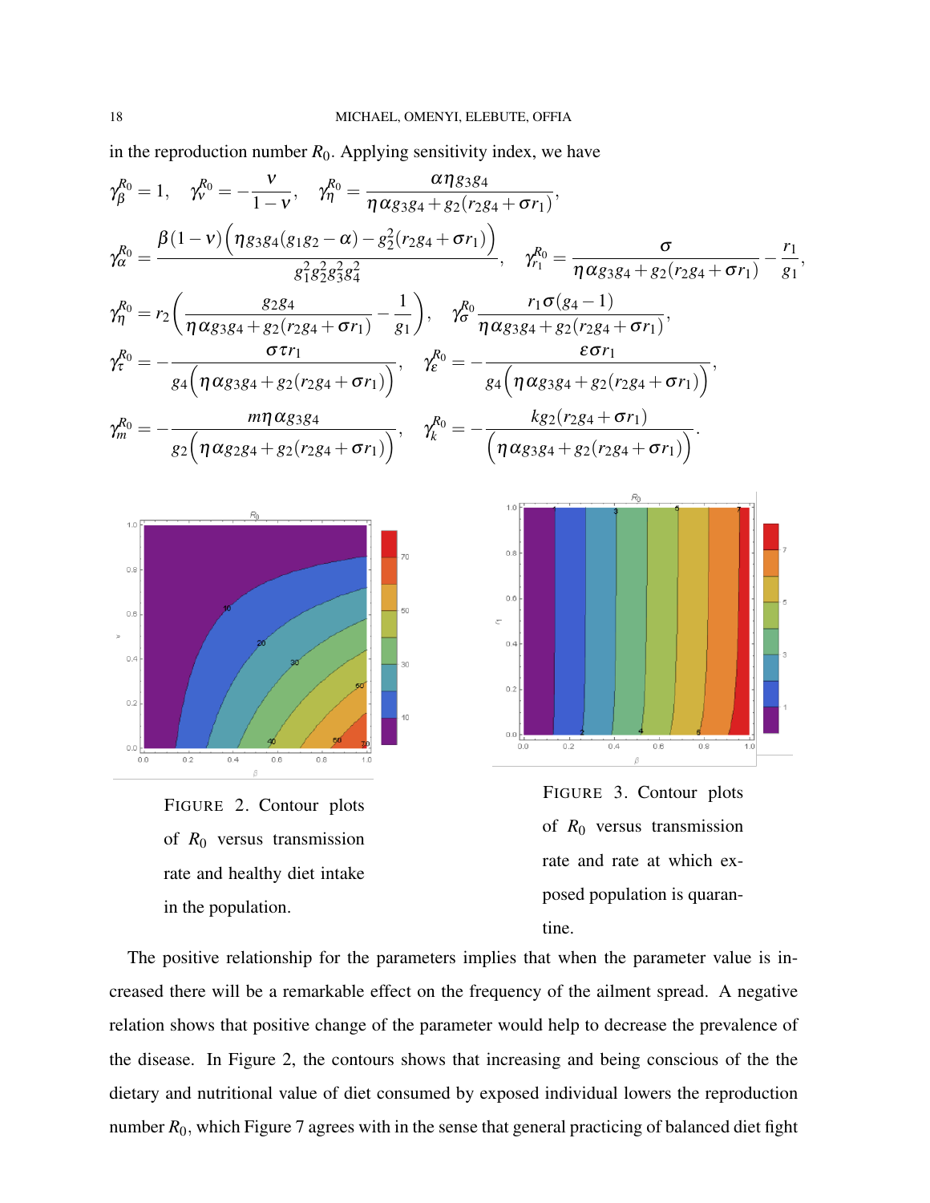in the reproduction number $R_0$. Applying sensitivity index, we have

$$\gamma_{\beta}^{R_0} = 1, \quad \gamma_{\nu}^{R_0} = -\frac{\nu}{1-\nu}, \quad \gamma_{\eta}^{R_0} = \frac{\alpha \eta g_3 g_4}{\eta \alpha g_3 g_4 + g_2(r_2 g_4 + \sigma r_1)},$$

$$\gamma_{\alpha}^{R_0} = \frac{\beta(1-\nu)\Big(\eta g_3 g_4(g_1 g_2 - \alpha) - g_2^2(r_2 g_4 + \sigma r_1)\Big)}{g_1^2 g_2^2 g_3^2 g_4^2}, \quad \gamma_{r_1}^{R_0} = \frac{\sigma}{\eta \alpha g_3 g_4 + g_2(r_2 g_4 + \sigma r_1)} - \frac{r_1}{g_1},$$

$$\gamma_{\eta}^{R_0} = r_2\left(\frac{g_2 g_4}{\eta \alpha g_3 g_4 + g_2(r_2 g_4 + \sigma r_1)} - \frac{1}{g_1}\right), \quad \gamma_{\sigma}^{R_0} \frac{r_1 \sigma(g_4 - 1)}{\eta \alpha g_3 g_4 + g_2(r_2 g_4 + \sigma r_1)},$$

$$\gamma_{\tau}^{R_0} = -\frac{\sigma \tau r_1}{g_4\Big(\eta \alpha g_3 g_4 + g_2(r_2 g_4 + \sigma r_1)\Big)}, \quad \gamma_{\varepsilon}^{R_0} = -\frac{\varepsilon \sigma r_1}{g_4\Big(\eta \alpha g_3 g_4 + g_2(r_2 g_4 + \sigma r_1)\Big)},$$

$$\gamma_{m}^{R_0} = -\frac{m \eta \alpha g_3 g_4}{g_2\Big(\eta \alpha g_2 g_4 + g_2(r_2 g_4 + \sigma r_1)\Big)}, \quad \gamma_{k}^{R_0} = -\frac{k g_2(r_2 g_4 + \sigma r_1)}{\Big(\eta \alpha g_3 g_4 + g_2(r_2 g_4 + \sigma r_1)\Big)}.$$

FIGURE 2. Contour plots of $R_0$ versus transmission rate and healthy diet intake in the population.

FIGURE 3. Contour plots of $R_0$ versus transmission rate and rate at which exposed population is quarantine.

The positive relationship for the parameters implies that when the parameter value is increased there will be a remarkable effect on the frequency of the ailment spread. A negative relation shows that positive change of the parameter would help to decrease the prevalence of the disease. In Figure 2, the contours shows that increasing and being conscious of the the dietary and nutritional value of diet consumed by exposed individual lowers the reproduction number $R_0$, which Figure 7 agrees with in the sense that general practicing of balanced diet fight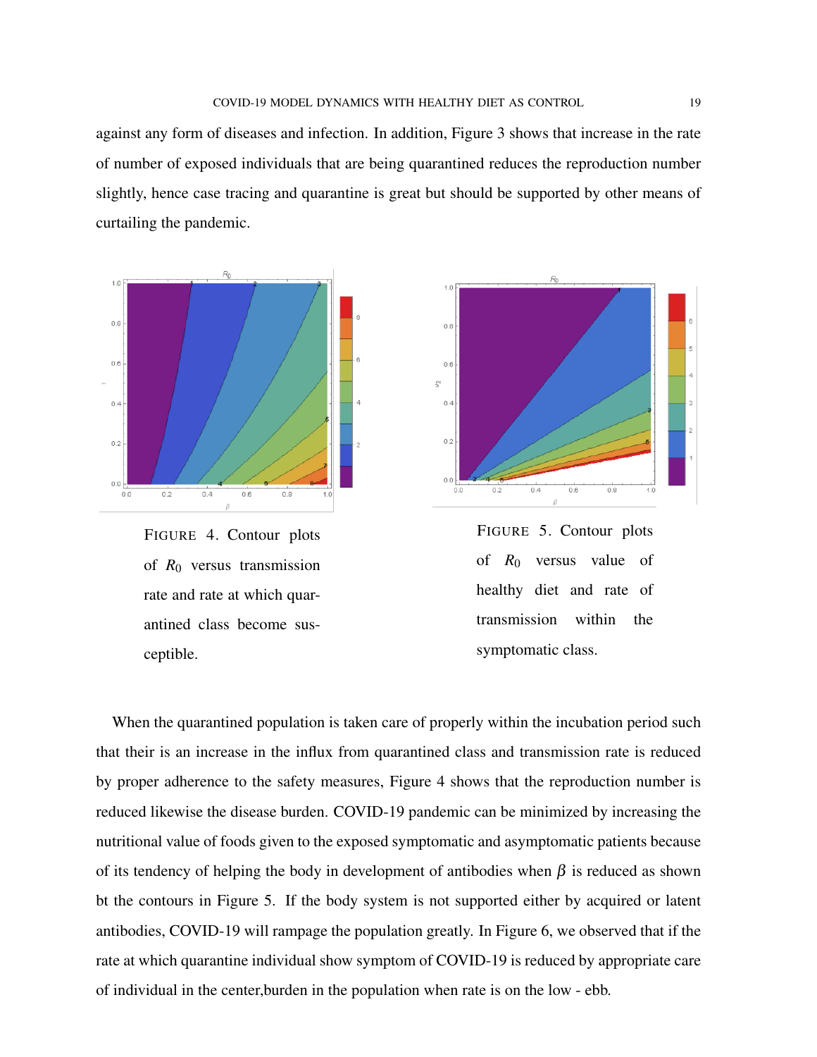against any form of diseases and infection. In addition, Figure 3 shows that increase in the rate of number of exposed individuals that are being quarantined reduces the reproduction number slightly, hence case tracing and quarantine is great but should be supported by other means of curtailing the pandemic.

FIGURE 4. Contour plots of $R_0$ versus transmission rate and rate at which quarantined class become susceptible.

FIGURE 5. Contour plots of $R_0$ versus value of healthy diet and rate of transmission within the symptomatic class.

When the quarantined population is taken care of properly within the incubation period such that their is an increase in the influx from quarantined class and transmission rate is reduced by proper adherence to the safety measures, Figure 4 shows that the reproduction number is reduced likewise the disease burden. COVID-19 pandemic can be minimized by increasing the nutritional value of foods given to the exposed symptomatic and asymptomatic patients because of its tendency of helping the body in development of antibodies when $\beta$ is reduced as shown bt the contours in Figure 5. If the body system is not supported either by acquired or latent antibodies, COVID-19 will rampage the population greatly. In Figure 6, we observed that if the rate at which quarantine individual show symptom of COVID-19 is reduced by appropriate care of individual in the center,burden in the population when rate is on the low - ebb.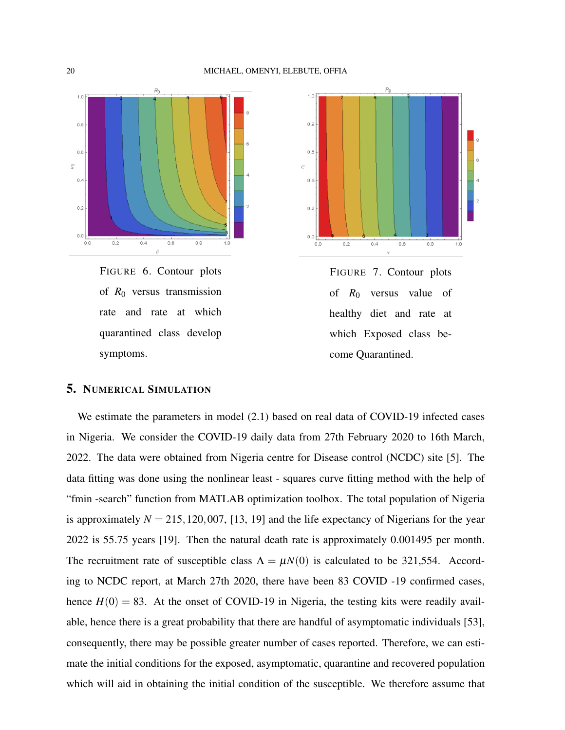FIGURE 6. Contour plots of $R_0$ versus transmission rate and rate at which quarantined class develop symptoms.

FIGURE 7. Contour plots of $R_0$ versus value of healthy diet and rate at which Exposed class become Quarantined.

## 5. NUMERICAL SIMULATION

We estimate the parameters in model (2.1) based on real data of COVID-19 infected cases in Nigeria. We consider the COVID-19 daily data from 27th February 2020 to 16th March, 2022. The data were obtained from Nigeria centre for Disease control (NCDC) site [5]. The data fitting was done using the nonlinear least - squares curve fitting method with the help of "fmin -search" function from MATLAB optimization toolbox. The total population of Nigeria is approximately $N = 215,120,007$, [13, 19] and the life expectancy of Nigerians for the year 2022 is 55.75 years [19]. Then the natural death rate is approximately 0.001495 per month. The recruitment rate of susceptible class $\Lambda = \mu N(0)$ is calculated to be 321,554. According to NCDC report, at March 27th 2020, there have been 83 COVID -19 confirmed cases, hence $H(0) = 83$. At the onset of COVID-19 in Nigeria, the testing kits were readily available, hence there is a great probability that there are handful of asymptomatic individuals [53], consequently, there may be possible greater number of cases reported. Therefore, we can estimate the initial conditions for the exposed, asymptomatic, quarantine and recovered population which will aid in obtaining the initial condition of the susceptible. We therefore assume that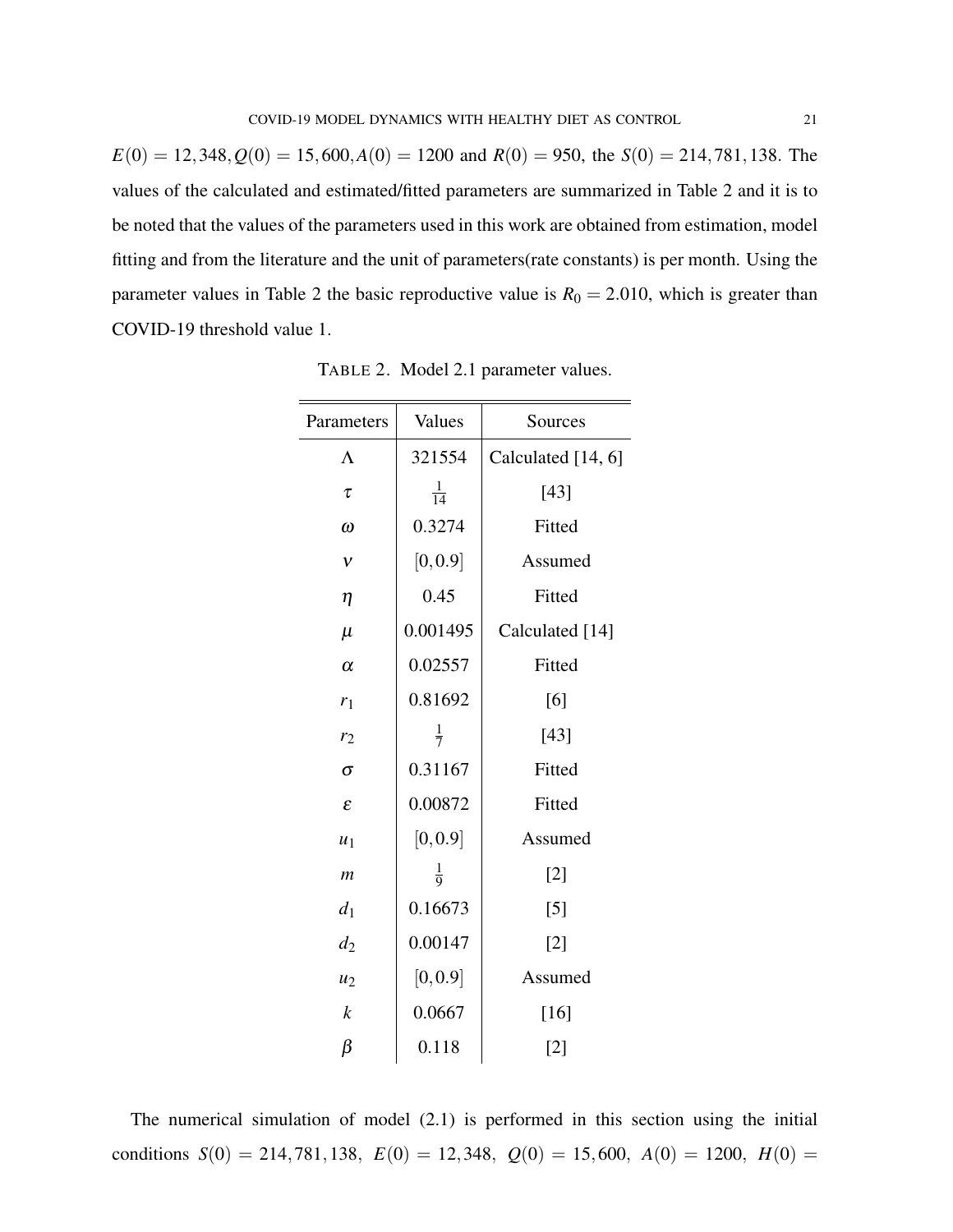$E(0) = 12,348, Q(0) = 15,600, A(0) = 1200$ and $R(0) = 950$, the $S(0) = 214,781,138$. The values of the calculated and estimated/fitted parameters are summarized in Table 2 and it is to be noted that the values of the parameters used in this work are obtained from estimation, model fitting and from the literature and the unit of parameters(rate constants) is per month. Using the parameter values in Table 2 the basic reproductive value is $R_0 = 2.010$, which is greater than COVID-19 threshold value 1.

TABLE 2. Model 2.1 parameter values.

| Parameters | Values | Sources |
|---|---|---|
| $\Lambda$ | 321554 | Calculated [14, 6] |
| $\tau$ | $\frac{1}{14}$ | [43] |
| $\omega$ | 0.3274 | Fitted |
| $\nu$ | $[0, 0.9]$ | Assumed |
| $\eta$ | 0.45 | Fitted |
| $\mu$ | 0.001495 | Calculated [14] |
| $\alpha$ | 0.02557 | Fitted |
| $r_1$ | 0.81692 | [6] |
| $r_2$ | $\frac{1}{7}$ | [43] |
| $\sigma$ | 0.31167 | Fitted |
| $\varepsilon$ | 0.00872 | Fitted |
| $u_1$ | $[0, 0.9]$ | Assumed |
| $m$ | $\frac{1}{9}$ | [2] |
| $d_1$ | 0.16673 | [5] |
| $d_2$ | 0.00147 | [2] |
| $u_2$ | $[0, 0.9]$ | Assumed |
| $k$ | 0.0667 | [16] |
| $\beta$ | 0.118 | [2] |

The numerical simulation of model (2.1) is performed in this section using the initial conditions $S(0) = 214,781,138,\ E(0) = 12,348,\ Q(0) = 15,600,\ A(0) = 1200,\ H(0) =$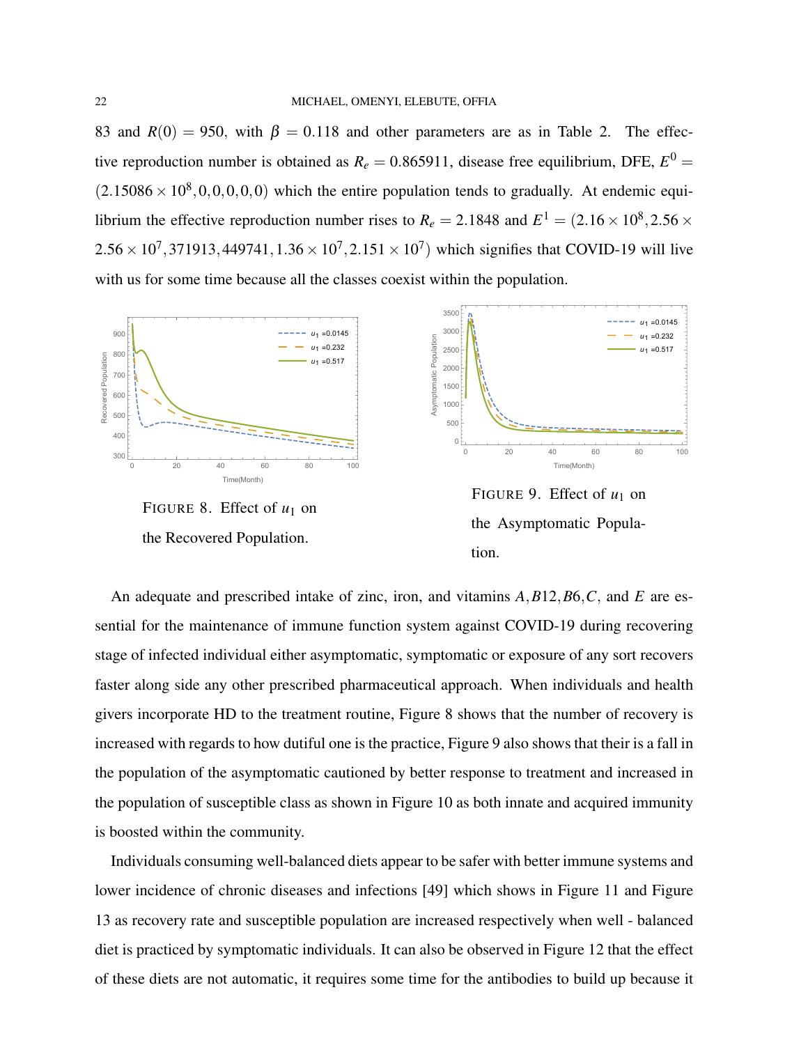83 and $R(0) = 950$, with $\beta = 0.118$ and other parameters are as in Table 2. The effective reproduction number is obtained as $R_e = 0.865911$, disease free equilibrium, DFE, $E^0 = (2.15086 \times 10^8, 0, 0, 0, 0, 0)$ which the entire population tends to gradually. At endemic equilibrium the effective reproduction number rises to $R_e = 2.1848$ and $E^1 = (2.16 \times 10^8, 2.56 \times 2.56 \times 10^7, 371913, 449741, 1.36 \times 10^7, 2.151 \times 10^7)$ which signifies that COVID-19 will live with us for some time because all the classes coexist within the population.

FIGURE 8. Effect of $u_1$ on the Recovered Population.

FIGURE 9. Effect of $u_1$ on the Asymptomatic Population.

An adequate and prescribed intake of zinc, iron, and vitamins $A, B12, B6, C$, and $E$ are essential for the maintenance of immune function system against COVID-19 during recovering stage of infected individual either asymptomatic, symptomatic or exposure of any sort recovers faster along side any other prescribed pharmaceutical approach. When individuals and health givers incorporate HD to the treatment routine, Figure 8 shows that the number of recovery is increased with regards to how dutiful one is the practice, Figure 9 also shows that their is a fall in the population of the asymptomatic cautioned by better response to treatment and increased in the population of susceptible class as shown in Figure 10 as both innate and acquired immunity is boosted within the community.

Individuals consuming well-balanced diets appear to be safer with better immune systems and lower incidence of chronic diseases and infections [49] which shows in Figure 11 and Figure 13 as recovery rate and susceptible population are increased respectively when well - balanced diet is practiced by symptomatic individuals. It can also be observed in Figure 12 that the effect of these diets are not automatic, it requires some time for the antibodies to build up because it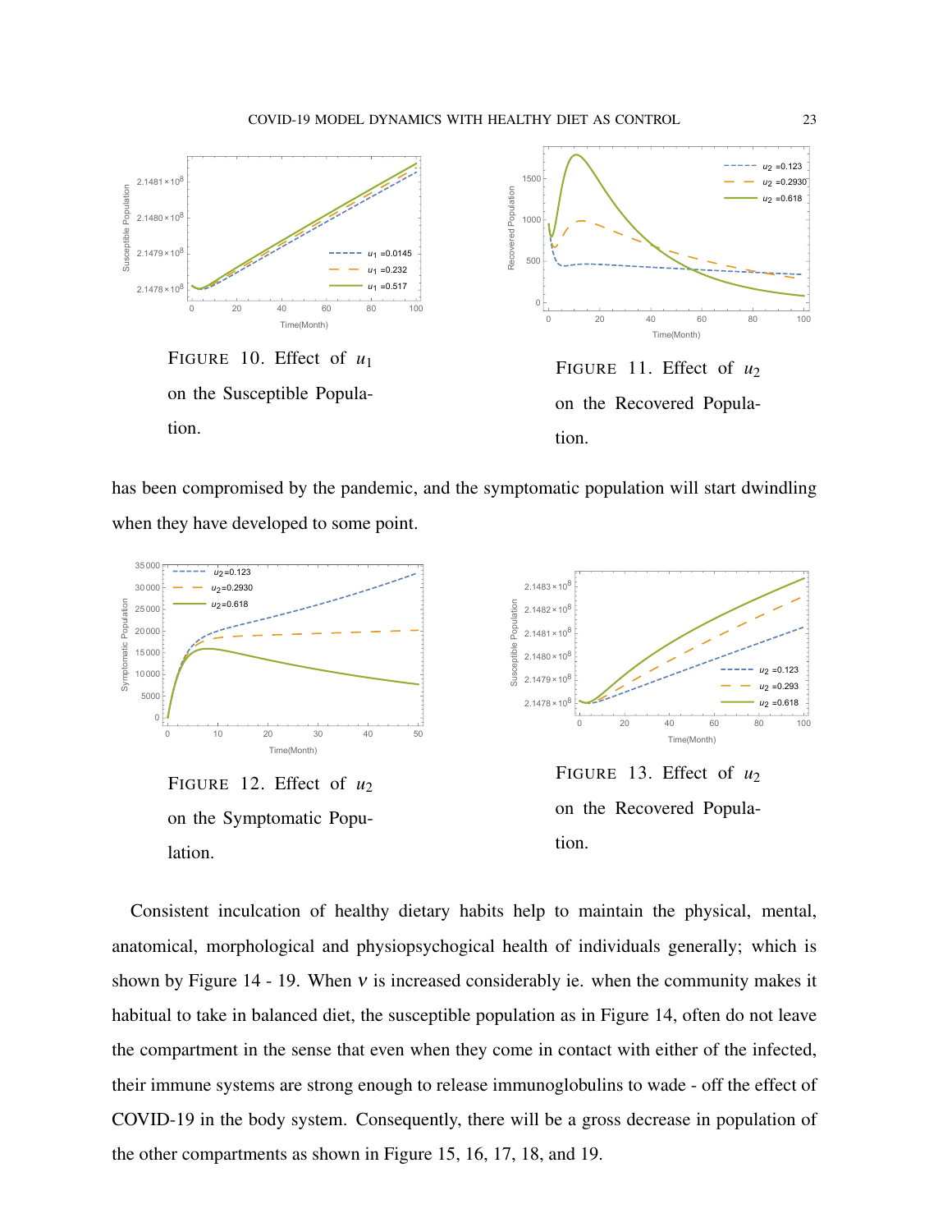FIGURE 10. Effect of $u_1$ on the Susceptible Population.

FIGURE 11. Effect of $u_2$ on the Recovered Population.

has been compromised by the pandemic, and the symptomatic population will start dwindling when they have developed to some point.

FIGURE 12. Effect of $u_2$ on the Symptomatic Population.

FIGURE 13. Effect of $u_2$ on the Recovered Population.

Consistent inculcation of healthy dietary habits help to maintain the physical, mental, anatomical, morphological and physiopsychogical health of individuals generally; which is shown by Figure 14 - 19. When $\nu$ is increased considerably ie. when the community makes it habitual to take in balanced diet, the susceptible population as in Figure 14, often do not leave the compartment in the sense that even when they come in contact with either of the infected, their immune systems are strong enough to release immunoglobulins to wade - off the effect of COVID-19 in the body system. Consequently, there will be a gross decrease in population of the other compartments as shown in Figure 15, 16, 17, 18, and 19.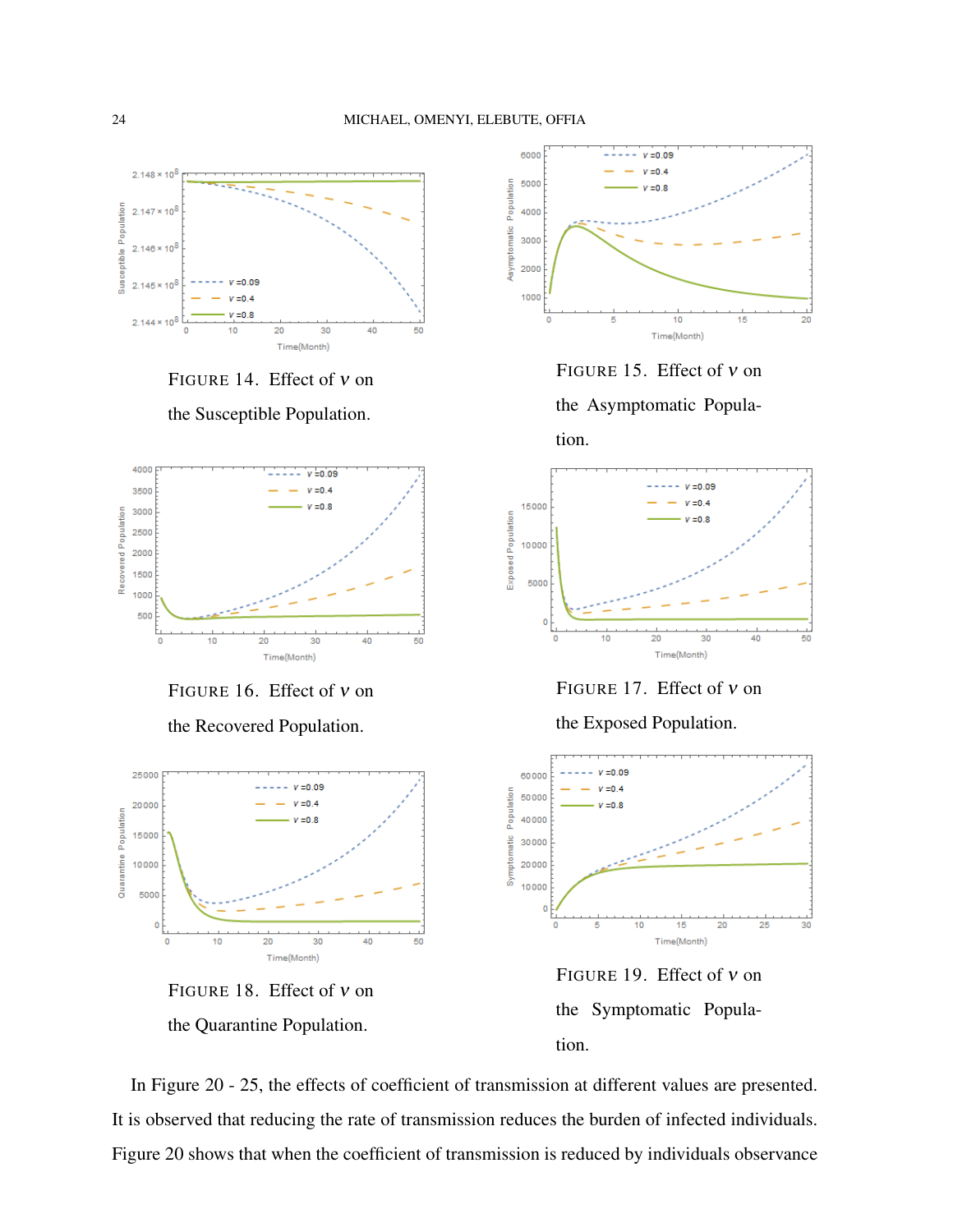FIGURE 14. Effect of $v$ on the Susceptible Population.

FIGURE 15. Effect of $v$ on the Asymptomatic Population.

FIGURE 16. Effect of $v$ on the Recovered Population.

FIGURE 17. Effect of $v$ on the Exposed Population.

FIGURE 18. Effect of $v$ on the Quarantine Population.

FIGURE 19. Effect of $v$ on the Symptomatic Population.

In Figure 20 - 25, the effects of coefficient of transmission at different values are presented. It is observed that reducing the rate of transmission reduces the burden of infected individuals. Figure 20 shows that when the coefficient of transmission is reduced by individuals observance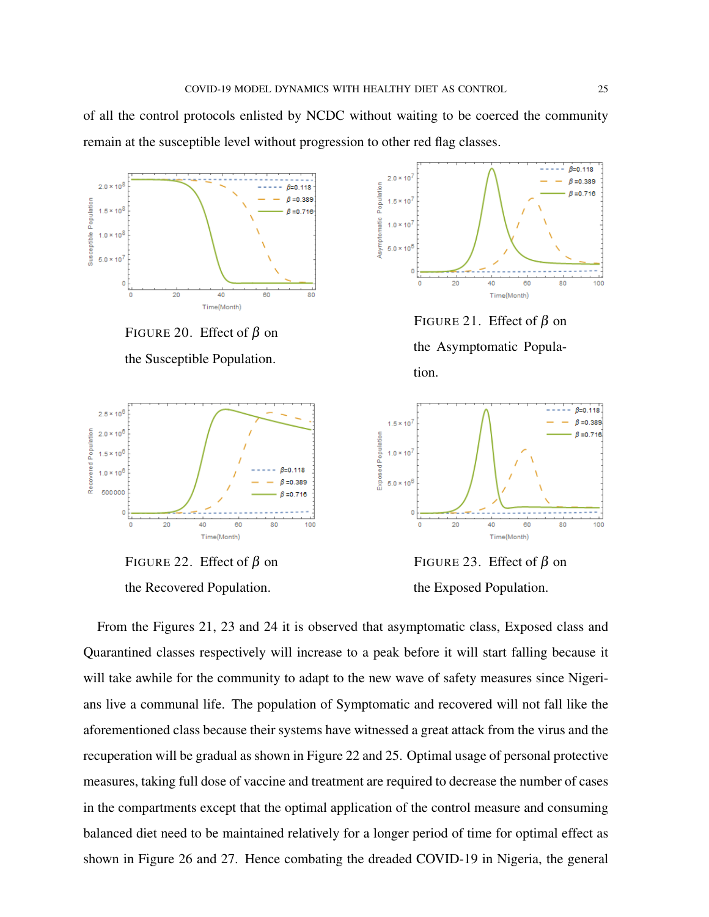of all the control protocols enlisted by NCDC without waiting to be coerced the community remain at the susceptible level without progression to other red flag classes.

FIGURE 20. Effect of $\beta$ on the Susceptible Population.

FIGURE 21. Effect of $\beta$ on the Asymptomatic Population.

FIGURE 22. Effect of $\beta$ on the Recovered Population.

FIGURE 23. Effect of $\beta$ on the Exposed Population.

From the Figures 21, 23 and 24 it is observed that asymptomatic class, Exposed class and Quarantined classes respectively will increase to a peak before it will start falling because it will take awhile for the community to adapt to the new wave of safety measures since Nigerians live a communal life. The population of Symptomatic and recovered will not fall like the aforementioned class because their systems have witnessed a great attack from the virus and the recuperation will be gradual as shown in Figure 22 and 25. Optimal usage of personal protective measures, taking full dose of vaccine and treatment are required to decrease the number of cases in the compartments except that the optimal application of the control measure and consuming balanced diet need to be maintained relatively for a longer period of time for optimal effect as shown in Figure 26 and 27. Hence combating the dreaded COVID-19 in Nigeria, the general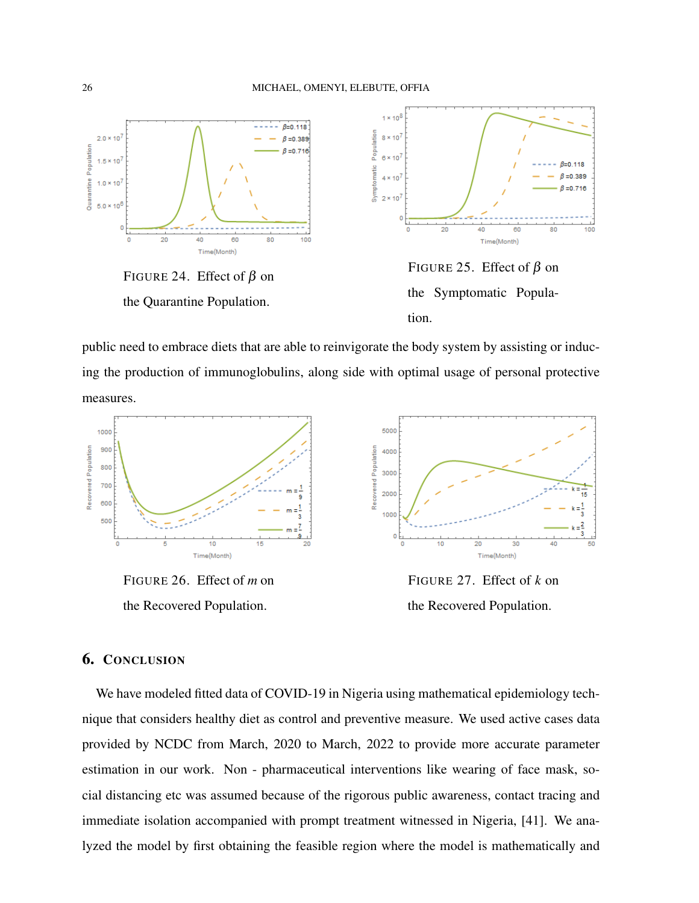FIGURE 24. Effect of $\beta$ on the Quarantine Population.

FIGURE 25. Effect of $\beta$ on the Symptomatic Population.

public need to embrace diets that are able to reinvigorate the body system by assisting or inducing the production of immunoglobulins, along side with optimal usage of personal protective measures.

FIGURE 26. Effect of $m$ on the Recovered Population.

FIGURE 27. Effect of $k$ on the Recovered Population.

## 6. Conclusion

We have modeled fitted data of COVID-19 in Nigeria using mathematical epidemiology technique that considers healthy diet as control and preventive measure. We used active cases data provided by NCDC from March, 2020 to March, 2022 to provide more accurate parameter estimation in our work. Non - pharmaceutical interventions like wearing of face mask, social distancing etc was assumed because of the rigorous public awareness, contact tracing and immediate isolation accompanied with prompt treatment witnessed in Nigeria, [41]. We analyzed the model by first obtaining the feasible region where the model is mathematically and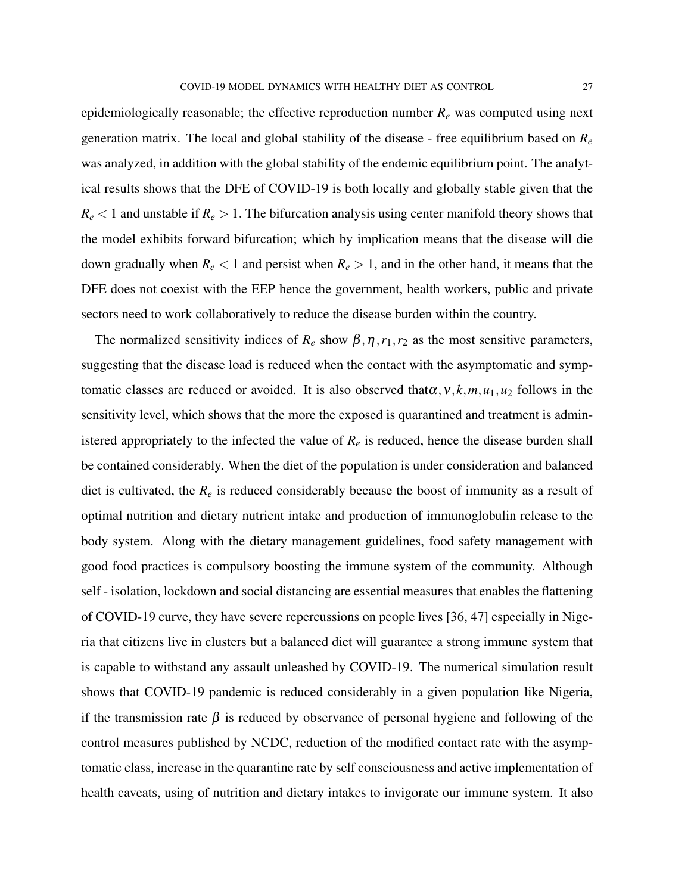epidemiologically reasonable; the effective reproduction number $R_e$ was computed using next generation matrix. The local and global stability of the disease - free equilibrium based on $R_e$ was analyzed, in addition with the global stability of the endemic equilibrium point. The analytical results shows that the DFE of COVID-19 is both locally and globally stable given that the $R_e < 1$ and unstable if $R_e > 1$. The bifurcation analysis using center manifold theory shows that the model exhibits forward bifurcation; which by implication means that the disease will die down gradually when $R_e < 1$ and persist when $R_e > 1$, and in the other hand, it means that the DFE does not coexist with the EEP hence the government, health workers, public and private sectors need to work collaboratively to reduce the disease burden within the country.

The normalized sensitivity indices of $R_e$ show $\beta, \eta, r_1, r_2$ as the most sensitive parameters, suggesting that the disease load is reduced when the contact with the asymptomatic and symptomatic classes are reduced or avoided. It is also observed that$\alpha, \nu, k, m, u_1, u_2$ follows in the sensitivity level, which shows that the more the exposed is quarantined and treatment is administered appropriately to the infected the value of $R_e$ is reduced, hence the disease burden shall be contained considerably. When the diet of the population is under consideration and balanced diet is cultivated, the $R_e$ is reduced considerably because the boost of immunity as a result of optimal nutrition and dietary nutrient intake and production of immunoglobulin release to the body system. Along with the dietary management guidelines, food safety management with good food practices is compulsory boosting the immune system of the community. Although self - isolation, lockdown and social distancing are essential measures that enables the flattening of COVID-19 curve, they have severe repercussions on people lives [36, 47] especially in Nigeria that citizens live in clusters but a balanced diet will guarantee a strong immune system that is capable to withstand any assault unleashed by COVID-19. The numerical simulation result shows that COVID-19 pandemic is reduced considerably in a given population like Nigeria, if the transmission rate $\beta$ is reduced by observance of personal hygiene and following of the control measures published by NCDC, reduction of the modified contact rate with the asymptomatic class, increase in the quarantine rate by self consciousness and active implementation of health caveats, using of nutrition and dietary intakes to invigorate our immune system. It also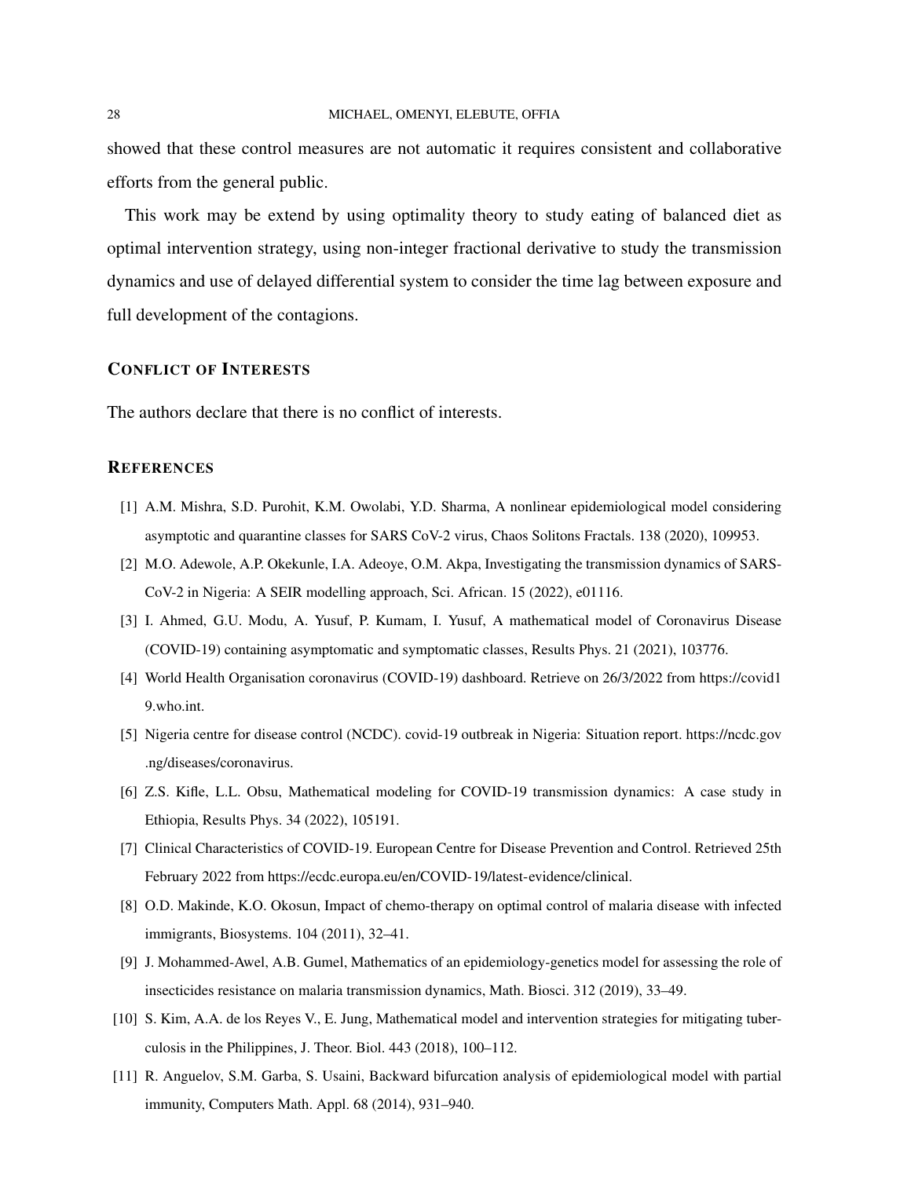showed that these control measures are not automatic it requires consistent and collaborative efforts from the general public.

This work may be extend by using optimality theory to study eating of balanced diet as optimal intervention strategy, using non-integer fractional derivative to study the transmission dynamics and use of delayed differential system to consider the time lag between exposure and full development of the contagions.

## Conflict of Interests

The authors declare that there is no conflict of interests.

## References

[1] A.M. Mishra, S.D. Purohit, K.M. Owolabi, Y.D. Sharma, A nonlinear epidemiological model considering asymptotic and quarantine classes for SARS CoV-2 virus, Chaos Solitons Fractals. 138 (2020), 109953.

[2] M.O. Adewole, A.P. Okekunle, I.A. Adeoye, O.M. Akpa, Investigating the transmission dynamics of SARS-CoV-2 in Nigeria: A SEIR modelling approach, Sci. African. 15 (2022), e01116.

[3] I. Ahmed, G.U. Modu, A. Yusuf, P. Kumam, I. Yusuf, A mathematical model of Coronavirus Disease (COVID-19) containing asymptomatic and symptomatic classes, Results Phys. 21 (2021), 103776.

[4] World Health Organisation coronavirus (COVID-19) dashboard. Retrieve on 26/3/2022 from https://covid19.who.int.

[5] Nigeria centre for disease control (NCDC). covid-19 outbreak in Nigeria: Situation report. https://ncdc.gov.ng/diseases/coronavirus.

[6] Z.S. Kifle, L.L. Obsu, Mathematical modeling for COVID-19 transmission dynamics: A case study in Ethiopia, Results Phys. 34 (2022), 105191.

[7] Clinical Characteristics of COVID-19. European Centre for Disease Prevention and Control. Retrieved 25th February 2022 from https://ecdc.europa.eu/en/COVID-19/latest-evidence/clinical.

[8] O.D. Makinde, K.O. Okosun, Impact of chemo-therapy on optimal control of malaria disease with infected immigrants, Biosystems. 104 (2011), 32–41.

[9] J. Mohammed-Awel, A.B. Gumel, Mathematics of an epidemiology-genetics model for assessing the role of insecticides resistance on malaria transmission dynamics, Math. Biosci. 312 (2019), 33–49.

[10] S. Kim, A.A. de los Reyes V., E. Jung, Mathematical model and intervention strategies for mitigating tuberculosis in the Philippines, J. Theor. Biol. 443 (2018), 100–112.

[11] R. Anguelov, S.M. Garba, S. Usaini, Backward bifurcation analysis of epidemiological model with partial immunity, Computers Math. Appl. 68 (2014), 931–940.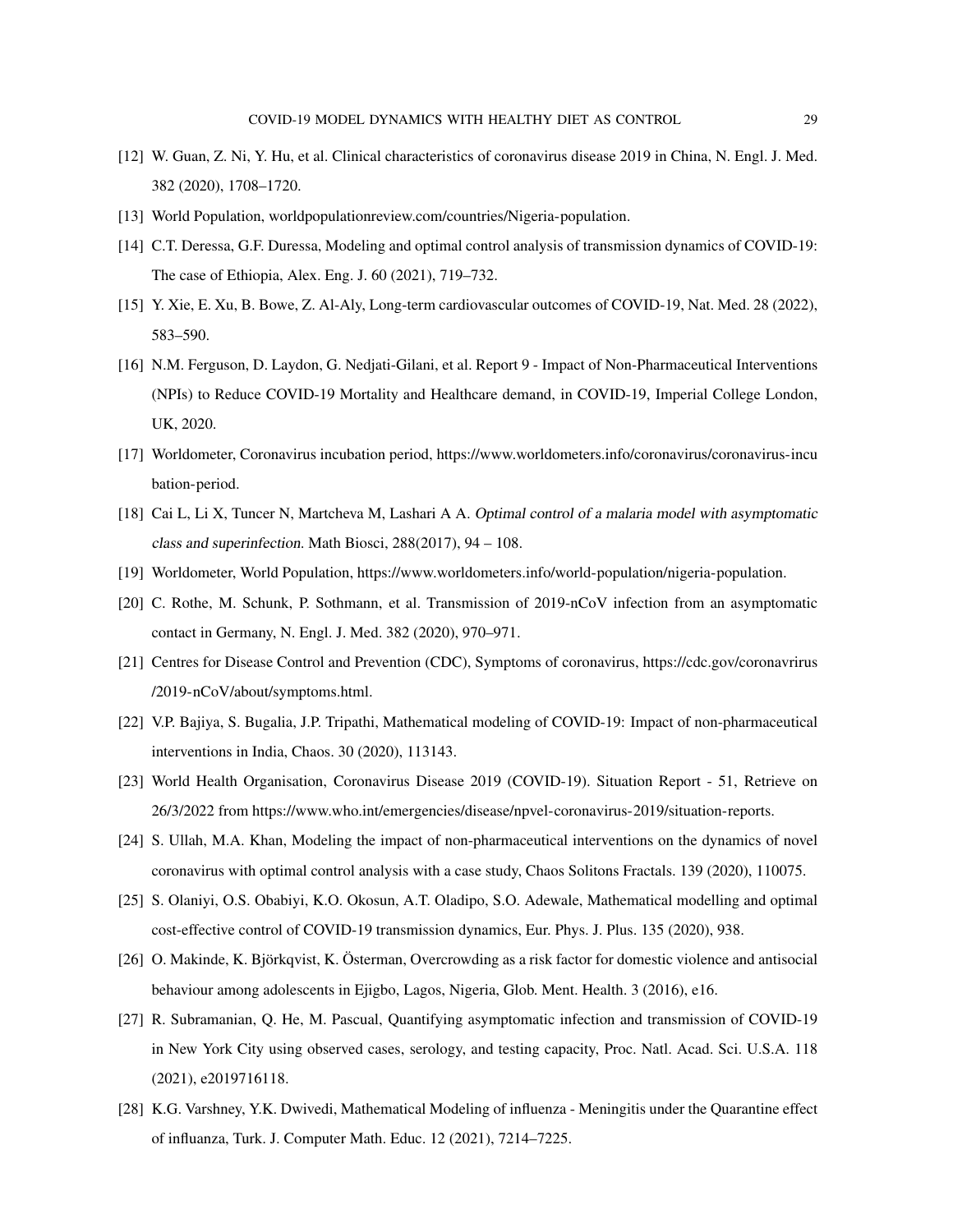[12] W. Guan, Z. Ni, Y. Hu, et al. Clinical characteristics of coronavirus disease 2019 in China, N. Engl. J. Med. 382 (2020), 1708–1720.

[13] World Population, worldpopulationreview.com/countries/Nigeria-population.

[14] C.T. Deressa, G.F. Duressa, Modeling and optimal control analysis of transmission dynamics of COVID-19: The case of Ethiopia, Alex. Eng. J. 60 (2021), 719–732.

[15] Y. Xie, E. Xu, B. Bowe, Z. Al-Aly, Long-term cardiovascular outcomes of COVID-19, Nat. Med. 28 (2022), 583–590.

[16] N.M. Ferguson, D. Laydon, G. Nedjati-Gilani, et al. Report 9 - Impact of Non-Pharmaceutical Interventions (NPIs) to Reduce COVID-19 Mortality and Healthcare demand, in COVID-19, Imperial College London, UK, 2020.

[17] Worldometer, Coronavirus incubation period, https://www.worldometers.info/coronavirus/coronavirus-incubation-period.

[18] Cai L, Li X, Tuncer N, Martcheva M, Lashari A A. *Optimal control of a malaria model with asymptomatic class and superinfection.* Math Biosci, 288(2017), 94 – 108.

[19] Worldometer, World Population, https://www.worldometers.info/world-population/nigeria-population.

[20] C. Rothe, M. Schunk, P. Sothmann, et al. Transmission of 2019-nCoV infection from an asymptomatic contact in Germany, N. Engl. J. Med. 382 (2020), 970–971.

[21] Centres for Disease Control and Prevention (CDC), Symptoms of coronavirus, https://cdc.gov/coronavrirus/2019-nCoV/about/symptoms.html.

[22] V.P. Bajiya, S. Bugalia, J.P. Tripathi, Mathematical modeling of COVID-19: Impact of non-pharmaceutical interventions in India, Chaos. 30 (2020), 113143.

[23] World Health Organisation, Coronavirus Disease 2019 (COVID-19). Situation Report - 51, Retrieve on 26/3/2022 from https://www.who.int/emergencies/disease/npvel-coronavirus-2019/situation-reports.

[24] S. Ullah, M.A. Khan, Modeling the impact of non-pharmaceutical interventions on the dynamics of novel coronavirus with optimal control analysis with a case study, Chaos Solitons Fractals. 139 (2020), 110075.

[25] S. Olaniyi, O.S. Obabiyi, K.O. Okosun, A.T. Oladipo, S.O. Adewale, Mathematical modelling and optimal cost-effective control of COVID-19 transmission dynamics, Eur. Phys. J. Plus. 135 (2020), 938.

[26] O. Makinde, K. Björkqvist, K. Österman, Overcrowding as a risk factor for domestic violence and antisocial behaviour among adolescents in Ejigbo, Lagos, Nigeria, Glob. Ment. Health. 3 (2016), e16.

[27] R. Subramanian, Q. He, M. Pascual, Quantifying asymptomatic infection and transmission of COVID-19 in New York City using observed cases, serology, and testing capacity, Proc. Natl. Acad. Sci. U.S.A. 118 (2021), e2019716118.

[28] K.G. Varshney, Y.K. Dwivedi, Mathematical Modeling of influenza - Meningitis under the Quarantine effect of influanza, Turk. J. Computer Math. Educ. 12 (2021), 7214–7225.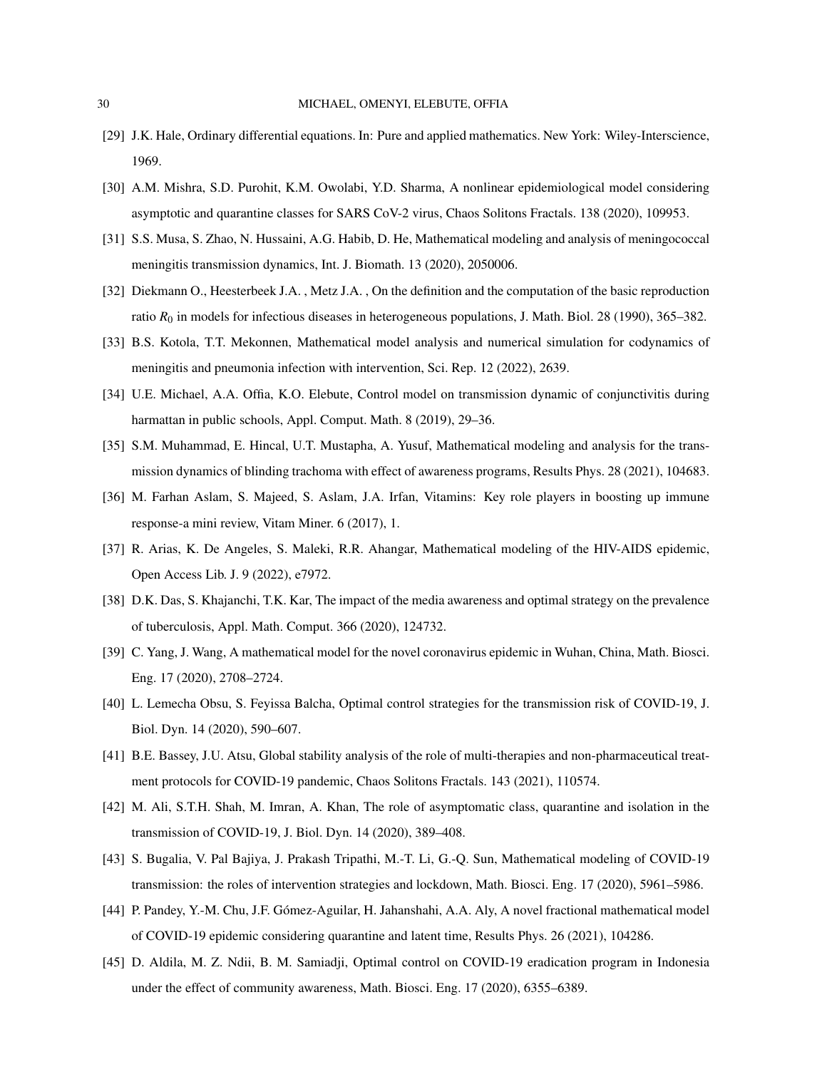[29] J.K. Hale, Ordinary differential equations. In: Pure and applied mathematics. New York: Wiley-Interscience, 1969.

[30] A.M. Mishra, S.D. Purohit, K.M. Owolabi, Y.D. Sharma, A nonlinear epidemiological model considering asymptotic and quarantine classes for SARS CoV-2 virus, Chaos Solitons Fractals. 138 (2020), 109953.

[31] S.S. Musa, S. Zhao, N. Hussaini, A.G. Habib, D. He, Mathematical modeling and analysis of meningococcal meningitis transmission dynamics, Int. J. Biomath. 13 (2020), 2050006.

[32] Diekmann O., Heesterbeek J.A. , Metz J.A. , On the definition and the computation of the basic reproduction ratio $R_0$ in models for infectious diseases in heterogeneous populations, J. Math. Biol. 28 (1990), 365–382.

[33] B.S. Kotola, T.T. Mekonnen, Mathematical model analysis and numerical simulation for codynamics of meningitis and pneumonia infection with intervention, Sci. Rep. 12 (2022), 2639.

[34] U.E. Michael, A.A. Offia, K.O. Elebute, Control model on transmission dynamic of conjunctivitis during harmattan in public schools, Appl. Comput. Math. 8 (2019), 29–36.

[35] S.M. Muhammad, E. Hincal, U.T. Mustapha, A. Yusuf, Mathematical modeling and analysis for the transmission dynamics of blinding trachoma with effect of awareness programs, Results Phys. 28 (2021), 104683.

[36] M. Farhan Aslam, S. Majeed, S. Aslam, J.A. Irfan, Vitamins: Key role players in boosting up immune response-a mini review, Vitam Miner. 6 (2017), 1.

[37] R. Arias, K. De Angeles, S. Maleki, R.R. Ahangar, Mathematical modeling of the HIV-AIDS epidemic, Open Access Lib. J. 9 (2022), e7972.

[38] D.K. Das, S. Khajanchi, T.K. Kar, The impact of the media awareness and optimal strategy on the prevalence of tuberculosis, Appl. Math. Comput. 366 (2020), 124732.

[39] C. Yang, J. Wang, A mathematical model for the novel coronavirus epidemic in Wuhan, China, Math. Biosci. Eng. 17 (2020), 2708–2724.

[40] L. Lemecha Obsu, S. Feyissa Balcha, Optimal control strategies for the transmission risk of COVID-19, J. Biol. Dyn. 14 (2020), 590–607.

[41] B.E. Bassey, J.U. Atsu, Global stability analysis of the role of multi-therapies and non-pharmaceutical treatment protocols for COVID-19 pandemic, Chaos Solitons Fractals. 143 (2021), 110574.

[42] M. Ali, S.T.H. Shah, M. Imran, A. Khan, The role of asymptomatic class, quarantine and isolation in the transmission of COVID-19, J. Biol. Dyn. 14 (2020), 389–408.

[43] S. Bugalia, V. Pal Bajiya, J. Prakash Tripathi, M.-T. Li, G.-Q. Sun, Mathematical modeling of COVID-19 transmission: the roles of intervention strategies and lockdown, Math. Biosci. Eng. 17 (2020), 5961–5986.

[44] P. Pandey, Y.-M. Chu, J.F. Gómez-Aguilar, H. Jahanshahi, A.A. Aly, A novel fractional mathematical model of COVID-19 epidemic considering quarantine and latent time, Results Phys. 26 (2021), 104286.

[45] D. Aldila, M. Z. Ndii, B. M. Samiadji, Optimal control on COVID-19 eradication program in Indonesia under the effect of community awareness, Math. Biosci. Eng. 17 (2020), 6355–6389.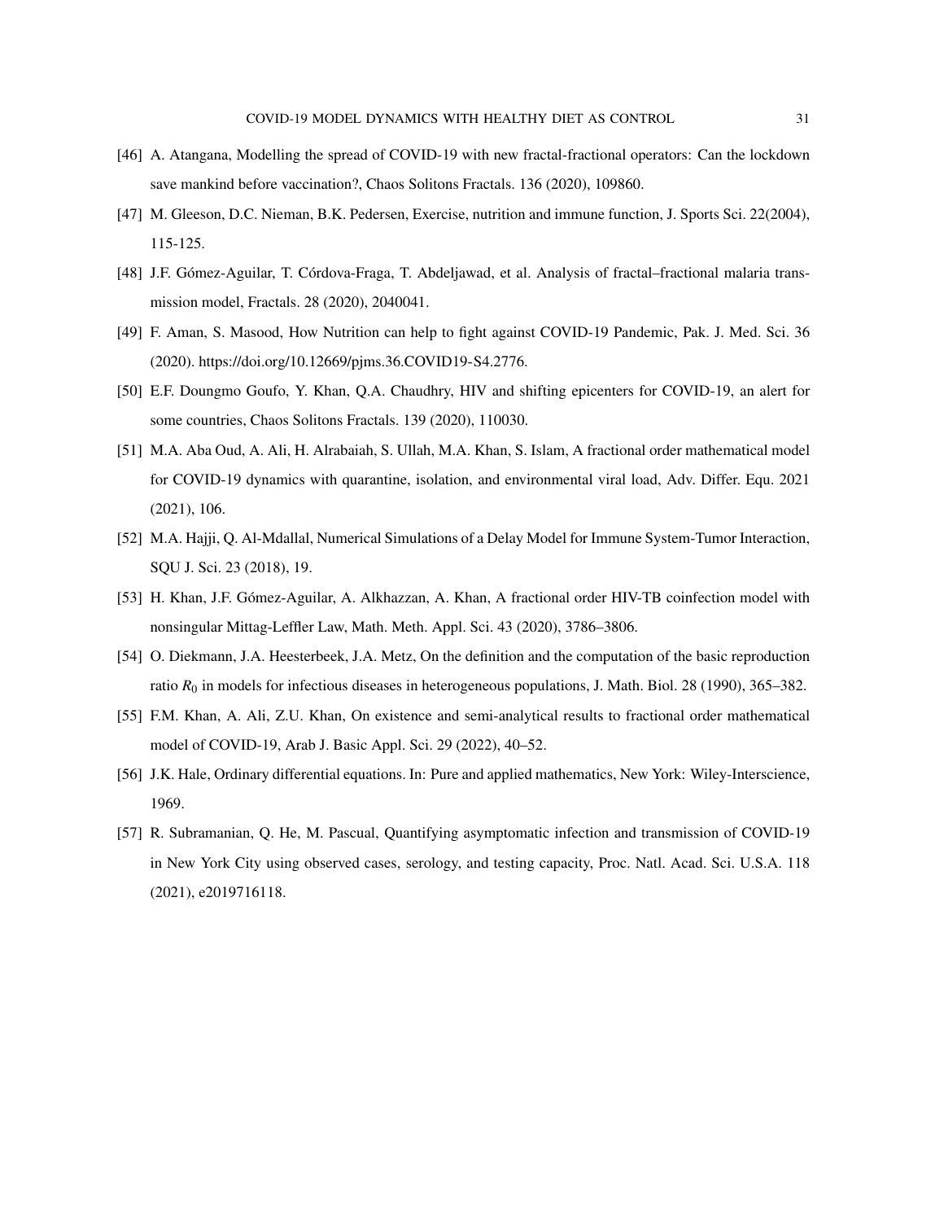[46] A. Atangana, Modelling the spread of COVID-19 with new fractal-fractional operators: Can the lockdown save mankind before vaccination?, Chaos Solitons Fractals. 136 (2020), 109860.

[47] M. Gleeson, D.C. Nieman, B.K. Pedersen, Exercise, nutrition and immune function, J. Sports Sci. 22(2004), 115-125.

[48] J.F. Gómez-Aguilar, T. Córdova-Fraga, T. Abdeljawad, et al. Analysis of fractal–fractional malaria transmission model, Fractals. 28 (2020), 2040041.

[49] F. Aman, S. Masood, How Nutrition can help to fight against COVID-19 Pandemic, Pak. J. Med. Sci. 36 (2020). https://doi.org/10.12669/pjms.36.COVID19-S4.2776.

[50] E.F. Doungmo Goufo, Y. Khan, Q.A. Chaudhry, HIV and shifting epicenters for COVID-19, an alert for some countries, Chaos Solitons Fractals. 139 (2020), 110030.

[51] M.A. Aba Oud, A. Ali, H. Alrabaiah, S. Ullah, M.A. Khan, S. Islam, A fractional order mathematical model for COVID-19 dynamics with quarantine, isolation, and environmental viral load, Adv. Differ. Equ. 2021 (2021), 106.

[52] M.A. Hajji, Q. Al-Mdallal, Numerical Simulations of a Delay Model for Immune System-Tumor Interaction, SQU J. Sci. 23 (2018), 19.

[53] H. Khan, J.F. Gómez-Aguilar, A. Alkhazzan, A. Khan, A fractional order HIV-TB coinfection model with nonsingular Mittag-Leffler Law, Math. Meth. Appl. Sci. 43 (2020), 3786–3806.

[54] O. Diekmann, J.A. Heesterbeek, J.A. Metz, On the definition and the computation of the basic reproduction ratio $R_0$ in models for infectious diseases in heterogeneous populations, J. Math. Biol. 28 (1990), 365–382.

[55] F.M. Khan, A. Ali, Z.U. Khan, On existence and semi-analytical results to fractional order mathematical model of COVID-19, Arab J. Basic Appl. Sci. 29 (2022), 40–52.

[56] J.K. Hale, Ordinary differential equations. In: Pure and applied mathematics, New York: Wiley-Interscience, 1969.

[57] R. Subramanian, Q. He, M. Pascual, Quantifying asymptomatic infection and transmission of COVID-19 in New York City using observed cases, serology, and testing capacity, Proc. Natl. Acad. Sci. U.S.A. 118 (2021), e2019716118.